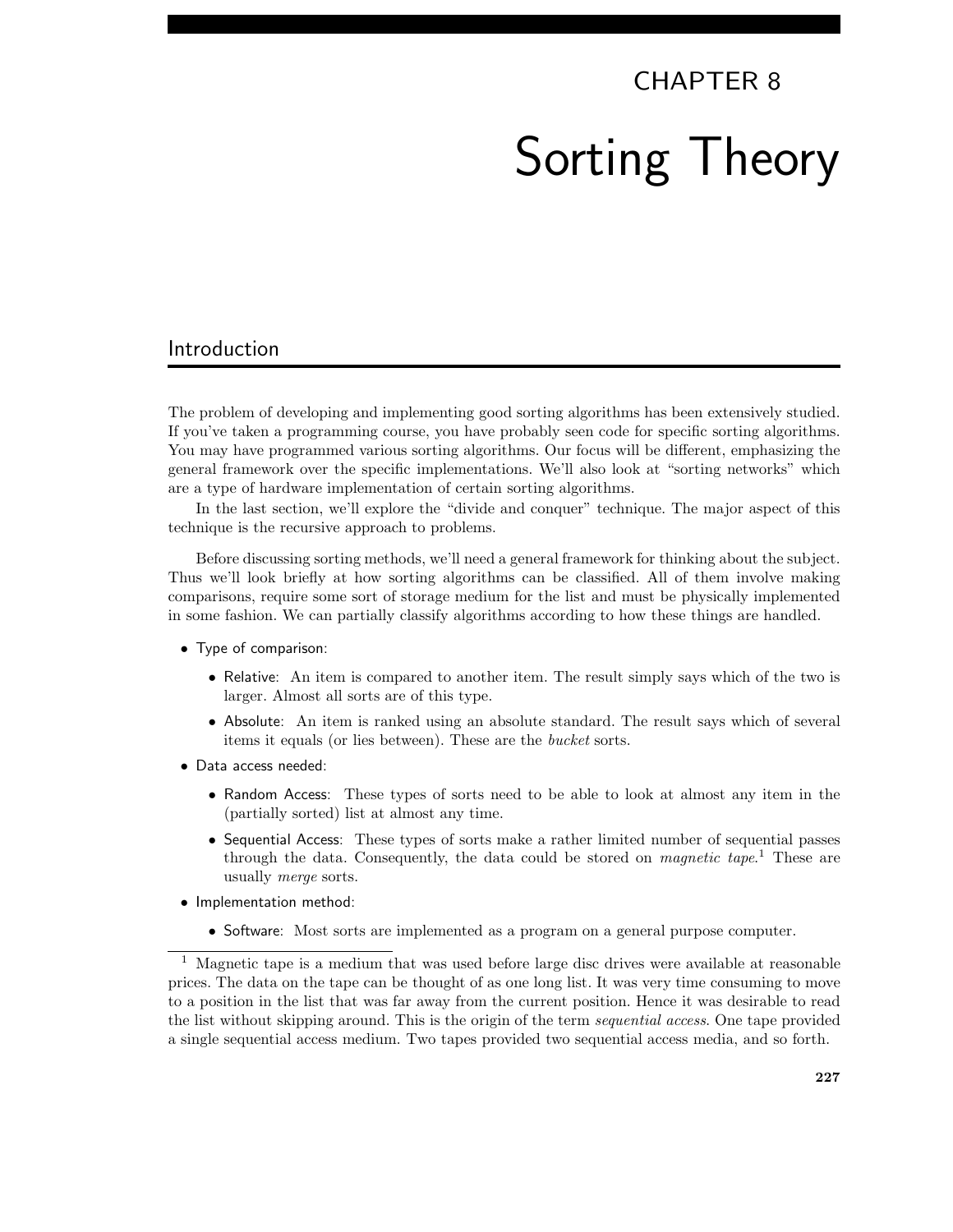CHAPTER 8

# Sorting Theory

## Introduction

The problem of developing and implementing good sorting algorithms has been extensively studied. If you've taken a programming course, you have probably seen code for specific sorting algorithms. You may have programmed various sorting algorithms. Our focus will be different, emphasizing the general framework over the specific implementations. We'll also look at "sorting networks" which are a type of hardware implementation of certain sorting algorithms.

In the last section, we'll explore the "divide and conquer" technique. The major aspect of this technique is the recursive approach to problems.

Before discussing sorting methods, we'll need a general framework for thinking about the subject. Thus we'll look briefly at how sorting algorithms can be classified. All of them involve making comparisons, require some sort of storage medium for the list and must be physically implemented in some fashion. We can partially classify algorithms according to how these things are handled.

- Type of comparison:
  - Relative: An item is compared to another item. The result simply says which of the two is larger. Almost all sorts are of this type.
  - Absolute: An item is ranked using an absolute standard. The result says which of several items it equals (or lies between). These are the *bucket* sorts.
- Data access needed:
  - Random Access: These types of sorts need to be able to look at almost any item in the (partially sorted) list at almost any time.
  - Sequential Access: These types of sorts make a rather limited number of sequential passes through the data. Consequently, the data could be stored on *magnetic tape*.[1] These are usually *merge* sorts.
- Implementation method:
  - Software: Most sorts are implemented as a program on a general purpose computer.

[1] Magnetic tape is a medium that was used before large disc drives were available at reasonable prices. The data on the tape can be thought of as one long list. It was very time consuming to move to a position in the list that was far away from the current position. Hence it was desirable to read the list without skipping around. This is the origin of the term *sequential access*. One tape provided a single sequential access medium. Two tapes provided two sequential access media, and so forth.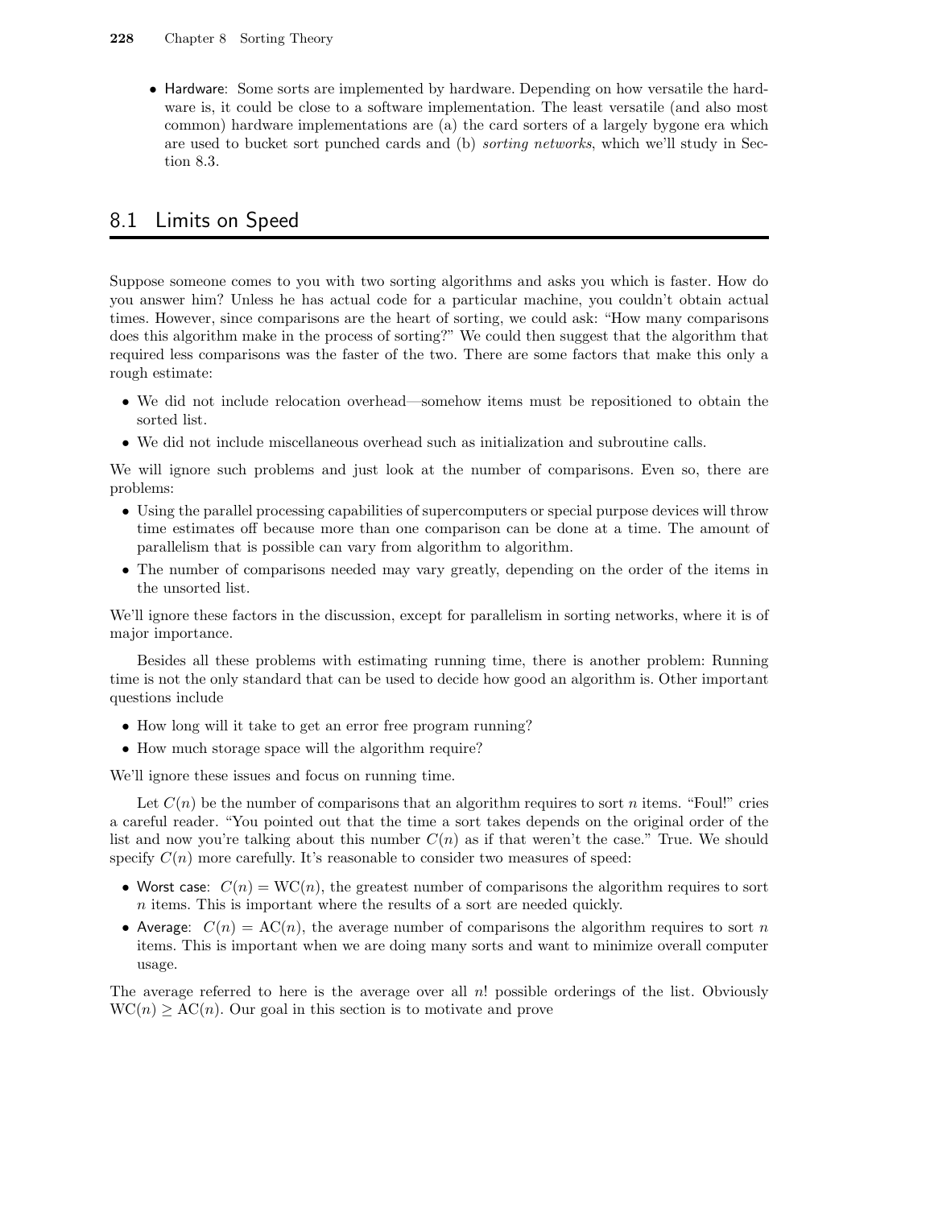- Hardware: Some sorts are implemented by hardware. Depending on how versatile the hardware is, it could be close to a software implementation. The least versatile (and also most common) hardware implementations are (a) the card sorters of a largely bygone era which are used to bucket sort punched cards and (b) *sorting networks*, which we'll study in Section 8.3.

## 8.1 Limits on Speed

Suppose someone comes to you with two sorting algorithms and asks you which is faster. How do you answer him? Unless he has actual code for a particular machine, you couldn't obtain actual times. However, since comparisons are the heart of sorting, we could ask: "How many comparisons does this algorithm make in the process of sorting?" We could then suggest that the algorithm that required less comparisons was the faster of the two. There are some factors that make this only a rough estimate:

- We did not include relocation overhead—somehow items must be repositioned to obtain the sorted list.
- We did not include miscellaneous overhead such as initialization and subroutine calls.

We will ignore such problems and just look at the number of comparisons. Even so, there are problems:

- Using the parallel processing capabilities of supercomputers or special purpose devices will throw time estimates off because more than one comparison can be done at a time. The amount of parallelism that is possible can vary from algorithm to algorithm.
- The number of comparisons needed may vary greatly, depending on the order of the items in the unsorted list.

We'll ignore these factors in the discussion, except for parallelism in sorting networks, where it is of major importance.

Besides all these problems with estimating running time, there is another problem: Running time is not the only standard that can be used to decide how good an algorithm is. Other important questions include

- How long will it take to get an error free program running?
- How much storage space will the algorithm require?

We'll ignore these issues and focus on running time.

Let $C(n)$ be the number of comparisons that an algorithm requires to sort $n$ items. "Foul!" cries a careful reader. "You pointed out that the time a sort takes depends on the original order of the list and now you're talking about this number $C(n)$ as if that weren't the case." True. We should specify $C(n)$ more carefully. It's reasonable to consider two measures of speed:

- Worst case: $C(n) = \mathrm{WC}(n)$, the greatest number of comparisons the algorithm requires to sort $n$ items. This is important where the results of a sort are needed quickly.
- Average: $C(n) = \mathrm{AC}(n)$, the average number of comparisons the algorithm requires to sort $n$ items. This is important when we are doing many sorts and want to minimize overall computer usage.

The average referred to here is the average over all $n!$ possible orderings of the list. Obviously $\mathrm{WC}(n) \geq \mathrm{AC}(n)$. Our goal in this section is to motivate and prove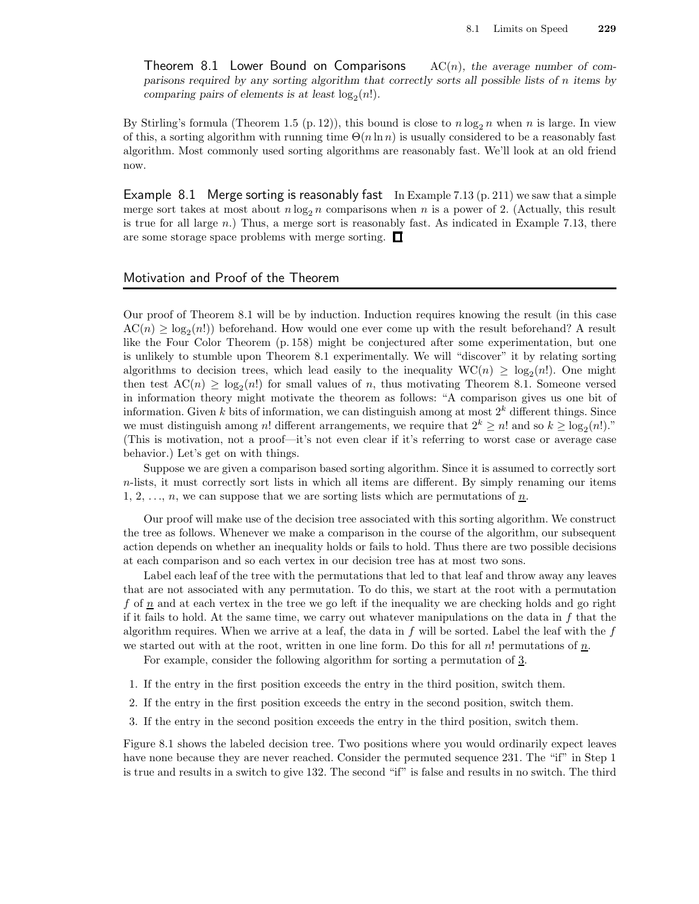**Theorem 8.1 Lower Bound on Comparisons** $\text{AC}(n)$, *the average number of comparisons required by any sorting algorithm that correctly sorts all possible lists of $n$ items by comparing pairs of elements is at least $\log_2(n!)$.*

By Stirling's formula (Theorem 1.5 (p. 12)), this bound is close to $n \log_2 n$ when $n$ is large. In view of this, a sorting algorithm with running time $\Theta(n \ln n)$ is usually considered to be a reasonably fast algorithm. Most commonly used sorting algorithms are reasonably fast. We'll look at an old friend now.

**Example 8.1 Merge sorting is reasonably fast** In Example 7.13 (p. 211) we saw that a simple merge sort takes at most about $n \log_2 n$ comparisons when $n$ is a power of 2. (Actually, this result is true for all large $n$.) Thus, a merge sort is reasonably fast. As indicated in Example 7.13, there are some storage space problems with merge sorting. □

## Motivation and Proof of the Theorem

Our proof of Theorem 8.1 will be by induction. Induction requires knowing the result (in this case $\text{AC}(n) \geq \log_2(n!)$) beforehand. How would one ever come up with the result beforehand? A result like the Four Color Theorem (p. 158) might be conjectured after some experimentation, but one is unlikely to stumble upon Theorem 8.1 experimentally. We will "discover" it by relating sorting algorithms to decision trees, which lead easily to the inequality $\text{WC}(n) \geq \log_2(n!)$. One might then test $\text{AC}(n) \geq \log_2(n!)$ for small values of $n$, thus motivating Theorem 8.1. Someone versed in information theory might motivate the theorem as follows: "A comparison gives us one bit of information. Given $k$ bits of information, we can distinguish among at most $2^k$ different things. Since we must distinguish among $n!$ different arrangements, we require that $2^k \geq n!$ and so $k \geq \log_2(n!)$." (This is motivation, not a proof—it's not even clear if it's referring to worst case or average case behavior.) Let's get on with things.

Suppose we are given a comparison based sorting algorithm. Since it is assumed to correctly sort $n$-lists, it must correctly sort lists in which all items are different. By simply renaming our items $1, 2, \ldots, n$, we can suppose that we are sorting lists which are permutations of $\underline{n}$.

Our proof will make use of the decision tree associated with this sorting algorithm. We construct the tree as follows. Whenever we make a comparison in the course of the algorithm, our subsequent action depends on whether an inequality holds or fails to hold. Thus there are two possible decisions at each comparison and so each vertex in our decision tree has at most two sons.

Label each leaf of the tree with the permutations that led to that leaf and throw away any leaves that are not associated with any permutation. To do this, we start at the root with a permutation $f$ of $\underline{n}$ and at each vertex in the tree we go left if the inequality we are checking holds and go right if it fails to hold. At the same time, we carry out whatever manipulations on the data in $f$ that the algorithm requires. When we arrive at a leaf, the data in $f$ will be sorted. Label the leaf with the $f$ we started out with at the root, written in one line form. Do this for all $n!$ permutations of $\underline{n}$.

For example, consider the following algorithm for sorting a permutation of $\underline{3}$.

1. If the entry in the first position exceeds the entry in the third position, switch them.
2. If the entry in the first position exceeds the entry in the second position, switch them.
3. If the entry in the second position exceeds the entry in the third position, switch them.

Figure 8.1 shows the labeled decision tree. Two positions where you would ordinarily expect leaves have none because they are never reached. Consider the permuted sequence 231. The "if" in Step 1 is true and results in a switch to give 132. The second "if" is false and results in no switch. The third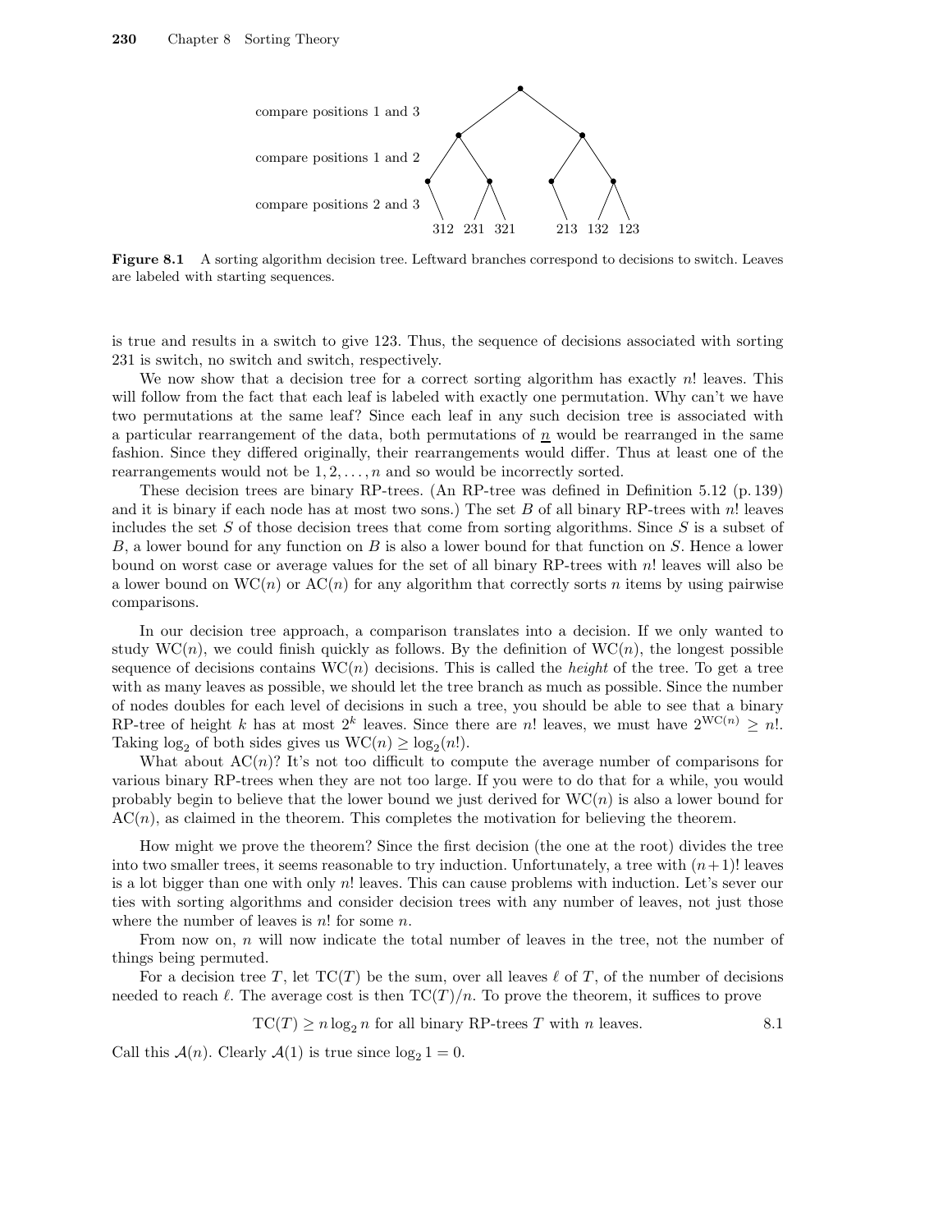compare positions 1 and 3

compare positions 1 and 2

compare positions 2 and 3

312 231 321 213 132 123

**Figure 8.1** A sorting algorithm decision tree. Leftward branches correspond to decisions to switch. Leaves are labeled with starting sequences.

is true and results in a switch to give 123. Thus, the sequence of decisions associated with sorting 231 is switch, no switch and switch, respectively.

We now show that a decision tree for a correct sorting algorithm has exactly $n!$ leaves. This will follow from the fact that each leaf is labeled with exactly one permutation. Why can't we have two permutations at the same leaf? Since each leaf in any such decision tree is associated with a particular rearrangement of the data, both permutations of $\underline{n}$ would be rearranged in the same fashion. Since they differed originally, their rearrangements would differ. Thus at least one of the rearrangements would not be $1, 2, \ldots, n$ and so would be incorrectly sorted.

These decision trees are binary RP-trees. (An RP-tree was defined in Definition 5.12 (p. 139) and it is binary if each node has at most two sons.) The set $B$ of all binary RP-trees with $n!$ leaves includes the set $S$ of those decision trees that come from sorting algorithms. Since $S$ is a subset of $B$, a lower bound for any function on $B$ is also a lower bound for that function on $S$. Hence a lower bound on worst case or average values for the set of all binary RP-trees with $n!$ leaves will also be a lower bound on $\mathrm{WC}(n)$ or $\mathrm{AC}(n)$ for any algorithm that correctly sorts $n$ items by using pairwise comparisons.

In our decision tree approach, a comparison translates into a decision. If we only wanted to study $\mathrm{WC}(n)$, we could finish quickly as follows. By the definition of $\mathrm{WC}(n)$, the longest possible sequence of decisions contains $\mathrm{WC}(n)$ decisions. This is called the *height* of the tree. To get a tree with as many leaves as possible, we should let the tree branch as much as possible. Since the number of nodes doubles for each level of decisions in such a tree, you should be able to see that a binary RP-tree of height $k$ has at most $2^k$ leaves. Since there are $n!$ leaves, we must have $2^{\mathrm{WC}(n)} \geq n!$. Taking $\log_2$ of both sides gives us $\mathrm{WC}(n) \geq \log_2(n!)$.

What about $\mathrm{AC}(n)$? It's not too difficult to compute the average number of comparisons for various binary RP-trees when they are not too large. If you were to do that for a while, you would probably begin to believe that the lower bound we just derived for $\mathrm{WC}(n)$ is also a lower bound for $\mathrm{AC}(n)$, as claimed in the theorem. This completes the motivation for believing the theorem.

How might we prove the theorem? Since the first decision (the one at the root) divides the tree into two smaller trees, it seems reasonable to try induction. Unfortunately, a tree with $(n+1)!$ leaves is a lot bigger than one with only $n!$ leaves. This can cause problems with induction. Let's sever our ties with sorting algorithms and consider decision trees with any number of leaves, not just those where the number of leaves is $n!$ for some $n$.

From now on, $n$ will now indicate the total number of leaves in the tree, not the number of things being permuted.

For a decision tree $T$, let $\mathrm{TC}(T)$ be the sum, over all leaves $\ell$ of $T$, of the number of decisions needed to reach $\ell$. The average cost is then $\mathrm{TC}(T)/n$. To prove the theorem, it suffices to prove

$$\mathrm{TC}(T) \geq n \log_2 n \text{ for all binary RP-trees } T \text{ with } n \text{ leaves.} \tag{8.1}$$

Call this $\mathcal{A}(n)$. Clearly $\mathcal{A}(1)$ is true since $\log_2 1 = 0$.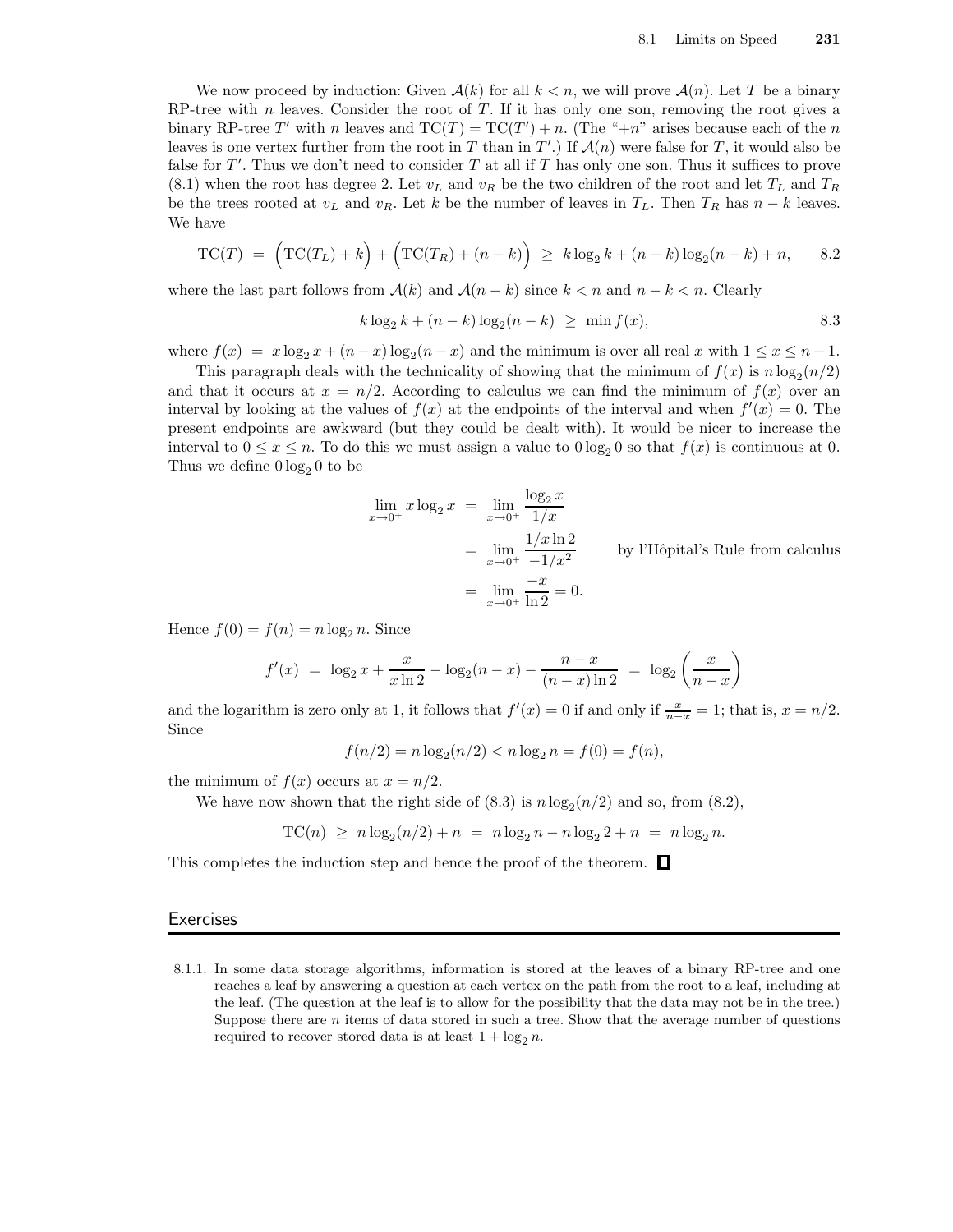We now proceed by induction: Given $\mathcal{A}(k)$ for all $k < n$, we will prove $\mathcal{A}(n)$. Let $T$ be a binary RP-tree with $n$ leaves. Consider the root of $T$. If it has only one son, removing the root gives a binary RP-tree $T'$ with $n$ leaves and $\mathrm{TC}(T) = \mathrm{TC}(T') + n$. (The "$+n$" arises because each of the $n$ leaves is one vertex further from the root in $T$ than in $T'$.) If $\mathcal{A}(n)$ were false for $T$, it would also be false for $T'$. Thus we don't need to consider $T$ at all if $T$ has only one son. Thus it suffices to prove (8.1) when the root has degree 2. Let $v_L$ and $v_R$ be the two children of the root and let $T_L$ and $T_R$ be the trees rooted at $v_L$ and $v_R$. Let $k$ be the number of leaves in $T_L$. Then $T_R$ has $n-k$ leaves. We have

$$\mathrm{TC}(T) \;=\; \Big(\mathrm{TC}(T_L) + k\Big) + \Big(\mathrm{TC}(T_R) + (n-k)\Big) \;\ge\; k\log_2 k + (n-k)\log_2(n-k) + n, \qquad 8.2$$

where the last part follows from $\mathcal{A}(k)$ and $\mathcal{A}(n-k)$ since $k < n$ and $n-k < n$. Clearly

$$k\log_2 k + (n-k)\log_2(n-k) \;\ge\; \min f(x), \qquad 8.3$$

where $f(x) \;=\; x\log_2 x + (n-x)\log_2(n-x)$ and the minimum is over all real $x$ with $1 \le x \le n-1$.

This paragraph deals with the technicality of showing that the minimum of $f(x)$ is $n\log_2(n/2)$ and that it occurs at $x = n/2$. According to calculus we can find the minimum of $f(x)$ over an interval by looking at the values of $f(x)$ at the endpoints of the interval and when $f'(x) = 0$. The present endpoints are awkward (but they could be dealt with). It would be nicer to increase the interval to $0 \le x \le n$. To do this we must assign a value to $0\log_2 0$ so that $f(x)$ is continuous at 0. Thus we define $0\log_2 0$ to be

$$\begin{aligned}
\lim_{x\to 0^+} x\log_2 x \;&=\; \lim_{x\to 0^+} \frac{\log_2 x}{1/x} \\
&=\; \lim_{x\to 0^+} \frac{1/x\ln 2}{-1/x^2} \qquad \text{by l'Hôpital's Rule from calculus} \\
&=\; \lim_{x\to 0^+} \frac{-x}{\ln 2} = 0.
\end{aligned}$$

Hence $f(0) = f(n) = n\log_2 n$. Since

$$f'(x) \;=\; \log_2 x + \frac{x}{x\ln 2} - \log_2(n-x) - \frac{n-x}{(n-x)\ln 2} \;=\; \log_2\left(\frac{x}{n-x}\right)$$

and the logarithm is zero only at 1, it follows that $f'(x) = 0$ if and only if $\frac{x}{n-x} = 1$; that is, $x = n/2$. Since

$$f(n/2) = n\log_2(n/2) < n\log_2 n = f(0) = f(n),$$

the minimum of $f(x)$ occurs at $x = n/2$.

We have now shown that the right side of (8.3) is $n\log_2(n/2)$ and so, from (8.2),

$$\mathrm{TC}(n) \;\ge\; n\log_2(n/2) + n \;=\; n\log_2 n - n\log_2 2 + n \;=\; n\log_2 n.$$

This completes the induction step and hence the proof of the theorem. $\square$

## Exercises

8.1.1. In some data storage algorithms, information is stored at the leaves of a binary RP-tree and one reaches a leaf by answering a question at each vertex on the path from the root to a leaf, including at the leaf. (The question at the leaf is to allow for the possibility that the data may not be in the tree.) Suppose there are $n$ items of data stored in such a tree. Show that the average number of questions required to recover stored data is at least $1 + \log_2 n$.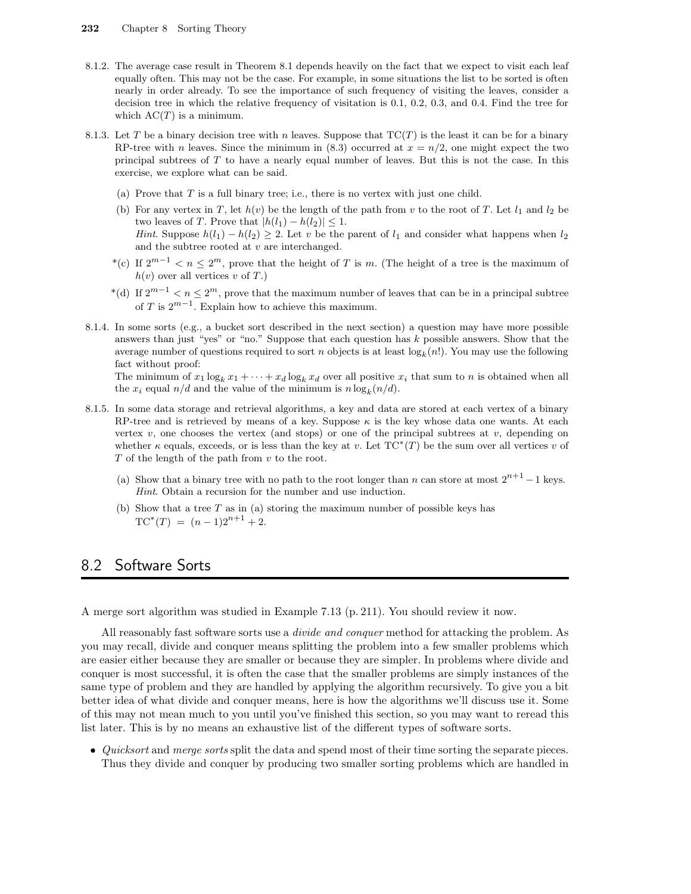8.1.2. The average case result in Theorem 8.1 depends heavily on the fact that we expect to visit each leaf equally often. This may not be the case. For example, in some situations the list to be sorted is often nearly in order already. To see the importance of such frequency of visiting the leaves, consider a decision tree in which the relative frequency of visitation is 0.1, 0.2, 0.3, and 0.4. Find the tree for which $\mathrm{AC}(T)$ is a minimum.

8.1.3. Let $T$ be a binary decision tree with $n$ leaves. Suppose that $\mathrm{TC}(T)$ is the least it can be for a binary RP-tree with $n$ leaves. Since the minimum in (8.3) occurred at $x = n/2$, one might expect the two principal subtrees of $T$ to have a nearly equal number of leaves. But this is not the case. In this exercise, we explore what can be said.

   (a) Prove that $T$ is a full binary tree; i.e., there is no vertex with just one child.

   (b) For any vertex in $T$, let $h(v)$ be the length of the path from $v$ to the root of $T$. Let $l_1$ and $l_2$ be two leaves of $T$. Prove that $|h(l_1) - h(l_2)| \le 1$.
   *Hint*. Suppose $h(l_1) - h(l_2) \ge 2$. Let $v$ be the parent of $l_1$ and consider what happens when $l_2$ and the subtree rooted at $v$ are interchanged.

   *(c) If $2^{m-1} < n \le 2^m$, prove that the height of $T$ is $m$. (The height of a tree is the maximum of $h(v)$ over all vertices $v$ of $T$.)

   *(d) If $2^{m-1} < n \le 2^m$, prove that the maximum number of leaves that can be in a principal subtree of $T$ is $2^{m-1}$. Explain how to achieve this maximum.

8.1.4. In some sorts (e.g., a bucket sort described in the next section) a question may have more possible answers than just "yes" or "no." Suppose that each question has $k$ possible answers. Show that the average number of questions required to sort $n$ objects is at least $\log_k(n!)$. You may use the following fact without proof:
The minimum of $x_1 \log_k x_1 + \cdots + x_d \log_k x_d$ over all positive $x_i$ that sum to $n$ is obtained when all the $x_i$ equal $n/d$ and the value of the minimum is $n \log_k(n/d)$.

8.1.5. In some data storage and retrieval algorithms, a key and data are stored at each vertex of a binary RP-tree and is retrieved by means of a key. Suppose $\kappa$ is the key whose data one wants. At each vertex $v$, one chooses the vertex (and stops) or one of the principal subtrees at $v$, depending on whether $\kappa$ equals, exceeds, or is less than the key at $v$. Let $\mathrm{TC}^*(T)$ be the sum over all vertices $v$ of $T$ of the length of the path from $v$ to the root.

   (a) Show that a binary tree with no path to the root longer than $n$ can store at most $2^{n+1} - 1$ keys.
   *Hint*. Obtain a recursion for the number and use induction.

   (b) Show that a tree $T$ as in (a) storing the maximum number of possible keys has $\mathrm{TC}^*(T) = (n-1)2^{n+1} + 2$.

## 8.2 Software Sorts

A merge sort algorithm was studied in Example 7.13 (p. 211). You should review it now.

All reasonably fast software sorts use a *divide and conquer* method for attacking the problem. As you may recall, divide and conquer means splitting the problem into a few smaller problems which are easier either because they are smaller or because they are simpler. In problems where divide and conquer is most successful, it is often the case that the smaller problems are simply instances of the same type of problem and they are handled by applying the algorithm recursively. To give you a bit better idea of what divide and conquer means, here is how the algorithms we'll discuss use it. Some of this may not mean much to you until you've finished this section, so you may want to reread this list later. This is by no means an exhaustive list of the different types of software sorts.

- *Quicksort* and *merge sorts* split the data and spend most of their time sorting the separate pieces. Thus they divide and conquer by producing two smaller sorting problems which are handled in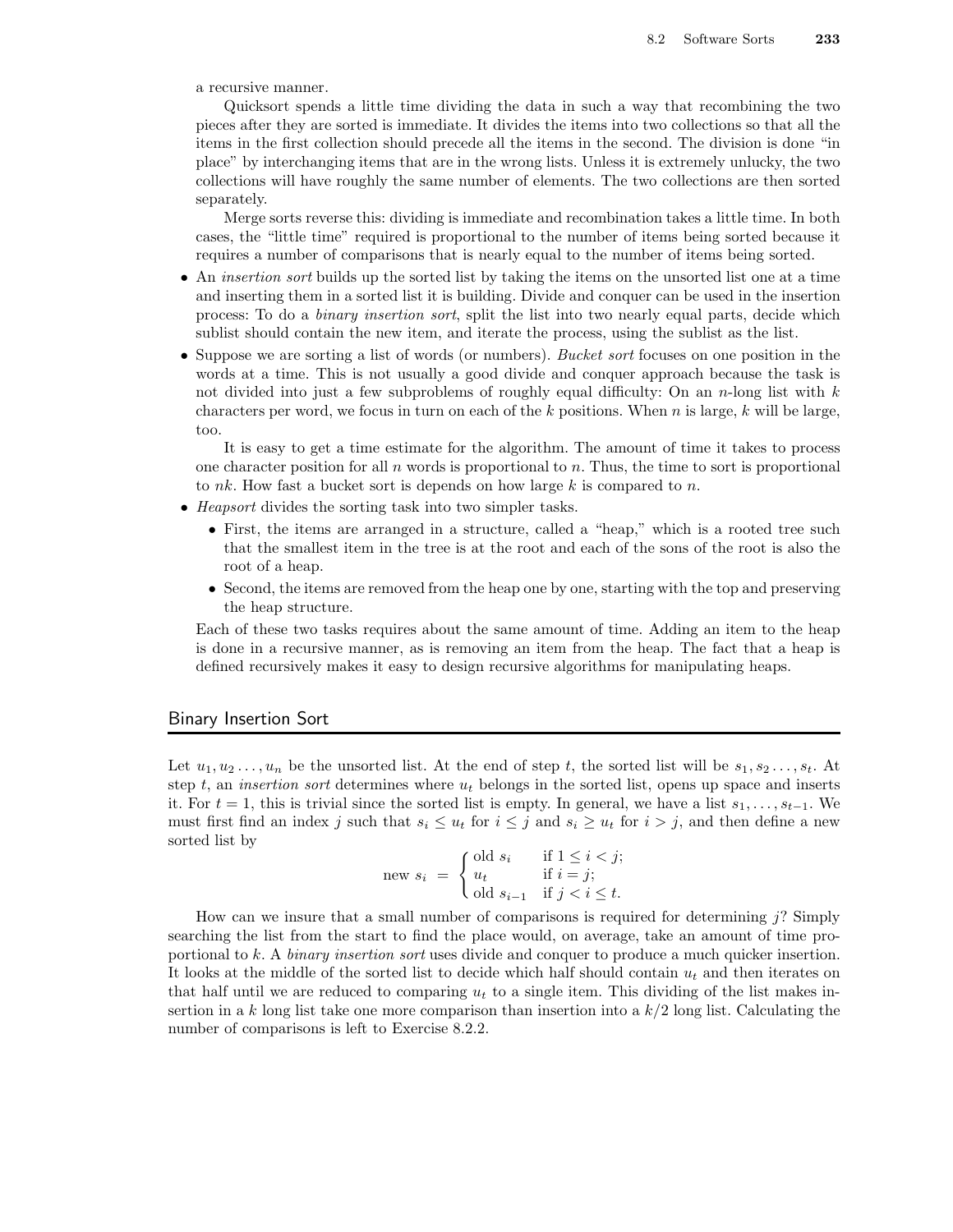a recursive manner.

Quicksort spends a little time dividing the data in such a way that recombining the two pieces after they are sorted is immediate. It divides the items into two collections so that all the items in the first collection should precede all the items in the second. The division is done "in place" by interchanging items that are in the wrong lists. Unless it is extremely unlucky, the two collections will have roughly the same number of elements. The two collections are then sorted separately.

Merge sorts reverse this: dividing is immediate and recombination takes a little time. In both cases, the "little time" required is proportional to the number of items being sorted because it requires a number of comparisons that is nearly equal to the number of items being sorted.

- An *insertion sort* builds up the sorted list by taking the items on the unsorted list one at a time and inserting them in a sorted list it is building. Divide and conquer can be used in the insertion process: To do a *binary insertion sort*, split the list into two nearly equal parts, decide which sublist should contain the new item, and iterate the process, using the sublist as the list.
- Suppose we are sorting a list of words (or numbers). *Bucket sort* focuses on one position in the words at a time. This is not usually a good divide and conquer approach because the task is not divided into just a few subproblems of roughly equal difficulty: On an $n$-long list with $k$ characters per word, we focus in turn on each of the $k$ positions. When $n$ is large, $k$ will be large, too.

  It is easy to get a time estimate for the algorithm. The amount of time it takes to process one character position for all $n$ words is proportional to $n$. Thus, the time to sort is proportional to $nk$. How fast a bucket sort is depends on how large $k$ is compared to $n$.
- *Heapsort* divides the sorting task into two simpler tasks.
  - First, the items are arranged in a structure, called a "heap," which is a rooted tree such that the smallest item in the tree is at the root and each of the sons of the root is also the root of a heap.
  - Second, the items are removed from the heap one by one, starting with the top and preserving the heap structure.

  Each of these two tasks requires about the same amount of time. Adding an item to the heap is done in a recursive manner, as is removing an item from the heap. The fact that a heap is defined recursively makes it easy to design recursive algorithms for manipulating heaps.

## Binary Insertion Sort

Let $u_1, u_2 \ldots, u_n$ be the unsorted list. At the end of step $t$, the sorted list will be $s_1, s_2 \ldots, s_t$. At step $t$, an *insertion sort* determines where $u_t$ belongs in the sorted list, opens up space and inserts it. For $t = 1$, this is trivial since the sorted list is empty. In general, we have a list $s_1, \ldots, s_{t-1}$. We must first find an index $j$ such that $s_i \le u_t$ for $i \le j$ and $s_i \ge u_t$ for $i > j$, and then define a new sorted list by

$$\text{new } s_i \;=\; \begin{cases} \text{old } s_i & \text{if } 1 \le i < j; \\ u_t & \text{if } i = j; \\ \text{old } s_{i-1} & \text{if } j < i \le t. \end{cases}$$

How can we insure that a small number of comparisons is required for determining $j$? Simply searching the list from the start to find the place would, on average, take an amount of time proportional to $k$. A *binary insertion sort* uses divide and conquer to produce a much quicker insertion. It looks at the middle of the sorted list to decide which half should contain $u_t$ and then iterates on that half until we are reduced to comparing $u_t$ to a single item. This dividing of the list makes insertion in a $k$ long list take one more comparison than insertion into a $k/2$ long list. Calculating the number of comparisons is left to Exercise 8.2.2.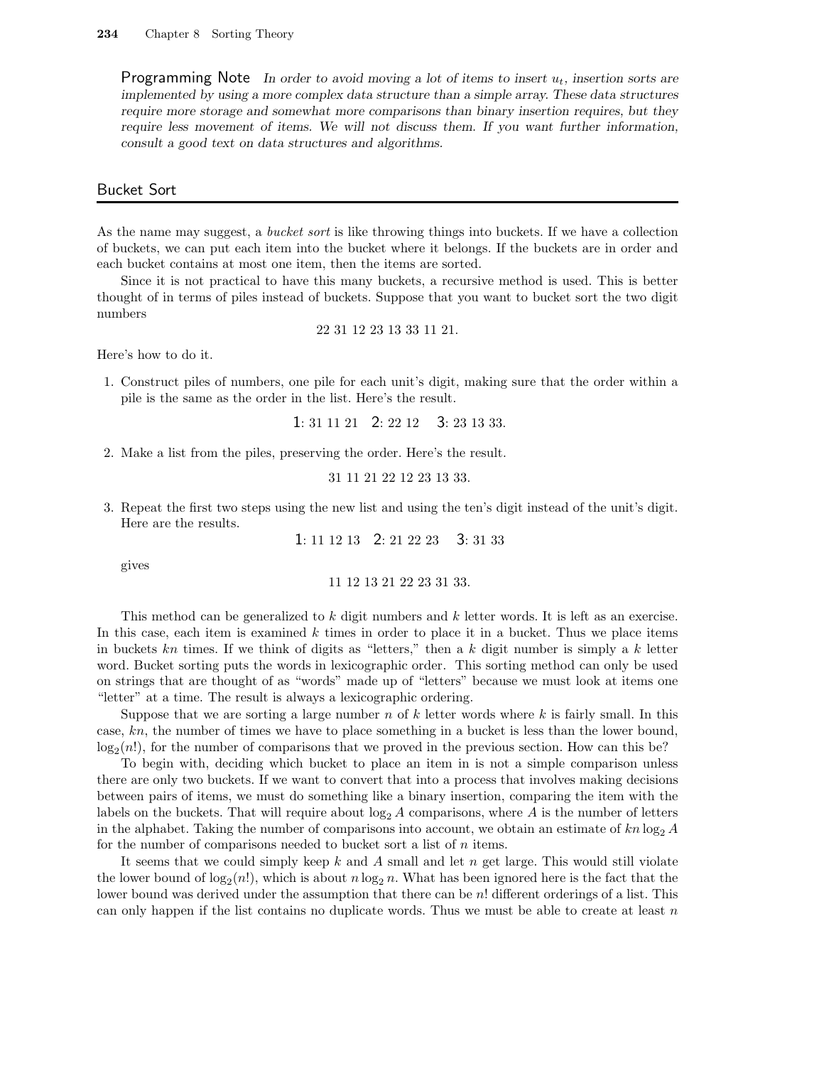**Programming Note** *In order to avoid moving a lot of items to insert $u_t$, insertion sorts are implemented by using a more complex data structure than a simple array. These data structures require more storage and somewhat more comparisons than binary insertion requires, but they require less movement of items. We will not discuss them. If you want further information, consult a good text on data structures and algorithms.*

## Bucket Sort

As the name may suggest, a *bucket sort* is like throwing things into buckets. If we have a collection of buckets, we can put each item into the bucket where it belongs. If the buckets are in order and each bucket contains at most one item, then the items are sorted.

Since it is not practical to have this many buckets, a recursive method is used. This is better thought of in terms of piles instead of buckets. Suppose that you want to bucket sort the two digit numbers

22 31 12 23 13 33 11 21.

Here's how to do it.

1. Construct piles of numbers, one pile for each unit's digit, making sure that the order within a pile is the same as the order in the list. Here's the result.

   1: 31 11 21   2: 22 12   3: 23 13 33.

2. Make a list from the piles, preserving the order. Here's the result.

   31 11 21 22 12 23 13 33.

3. Repeat the first two steps using the new list and using the ten's digit instead of the unit's digit. Here are the results.

   1: 11 12 13   2: 21 22 23   3: 31 33

   gives

   11 12 13 21 22 23 31 33.

This method can be generalized to $k$ digit numbers and $k$ letter words. It is left as an exercise. In this case, each item is examined $k$ times in order to place it in a bucket. Thus we place items in buckets $kn$ times. If we think of digits as "letters," then a $k$ digit number is simply a $k$ letter word. Bucket sorting puts the words in lexicographic order. This sorting method can only be used on strings that are thought of as "words" made up of "letters" because we must look at items one "letter" at a time. The result is always a lexicographic ordering.

Suppose that we are sorting a large number $n$ of $k$ letter words where $k$ is fairly small. In this case, $kn$, the number of times we have to place something in a bucket is less than the lower bound, $\log_2(n!)$, for the number of comparisons that we proved in the previous section. How can this be?

To begin with, deciding which bucket to place an item in is not a simple comparison unless there are only two buckets. If we want to convert that into a process that involves making decisions between pairs of items, we must do something like a binary insertion, comparing the item with the labels on the buckets. That will require about $\log_2 A$ comparisons, where $A$ is the number of letters in the alphabet. Taking the number of comparisons into account, we obtain an estimate of $kn \log_2 A$ for the number of comparisons needed to bucket sort a list of $n$ items.

It seems that we could simply keep $k$ and $A$ small and let $n$ get large. This would still violate the lower bound of $\log_2(n!)$, which is about $n \log_2 n$. What has been ignored here is the fact that the lower bound was derived under the assumption that there can be $n!$ different orderings of a list. This can only happen if the list contains no duplicate words. Thus we must be able to create at least $n$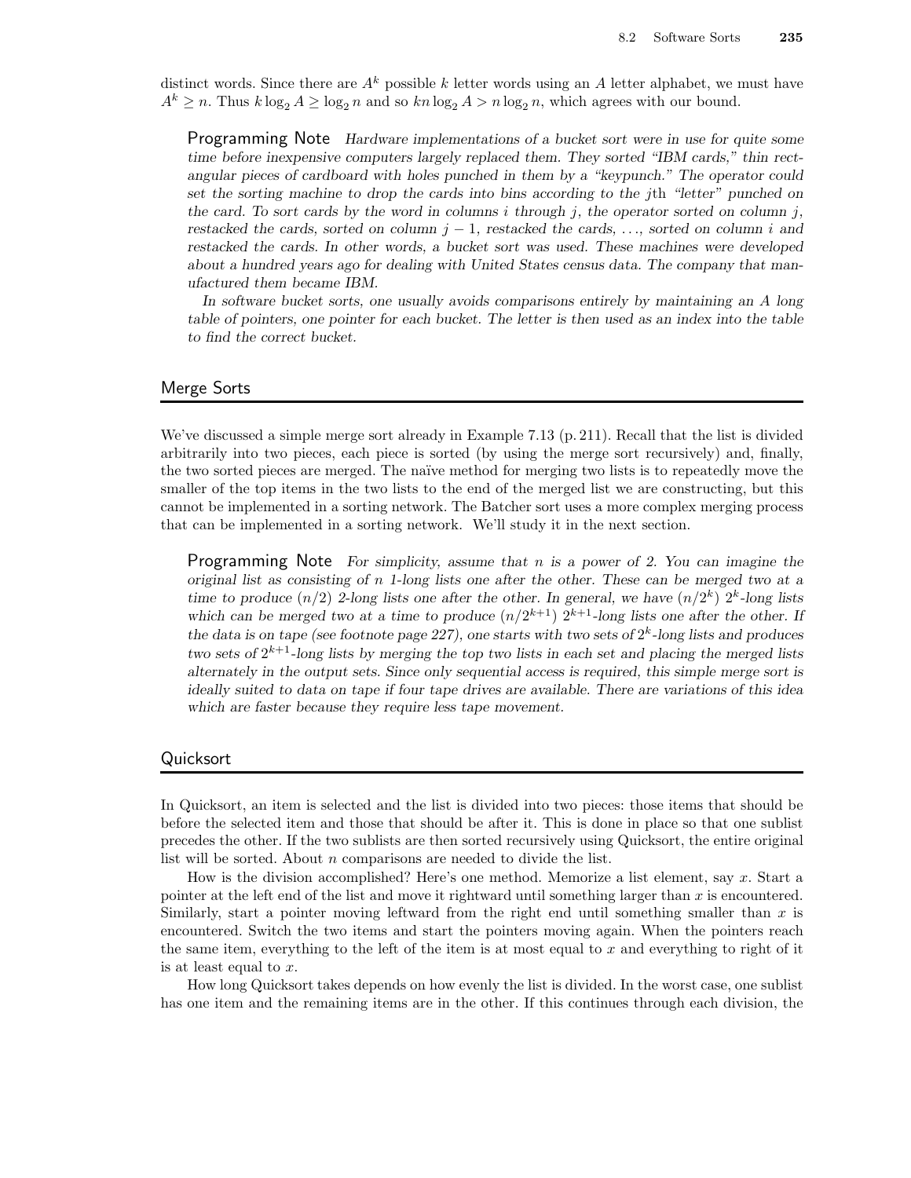distinct words. Since there are $A^k$ possible $k$ letter words using an $A$ letter alphabet, we must have $A^k \geq n$. Thus $k \log_2 A \geq \log_2 n$ and so $kn \log_2 A > n \log_2 n$, which agrees with our bound.

**Programming Note** *Hardware implementations of a bucket sort were in use for quite some time before inexpensive computers largely replaced them. They sorted "IBM cards," thin rectangular pieces of cardboard with holes punched in them by a "keypunch." The operator could set the sorting machine to drop the cards into bins according to the $j$th "letter" punched on the card. To sort cards by the word in columns $i$ through $j$, the operator sorted on column $j$, restacked the cards, sorted on column $j-1$, restacked the cards, ..., sorted on column $i$ and restacked the cards. In other words, a bucket sort was used. These machines were developed about a hundred years ago for dealing with United States census data. The company that manufactured them became IBM.*

*In software bucket sorts, one usually avoids comparisons entirely by maintaining an $A$ long table of pointers, one pointer for each bucket. The letter is then used as an index into the table to find the correct bucket.*

## Merge Sorts

We've discussed a simple merge sort already in Example 7.13 (p. 211). Recall that the list is divided arbitrarily into two pieces, each piece is sorted (by using the merge sort recursively) and, finally, the two sorted pieces are merged. The naïve method for merging two lists is to repeatedly move the smaller of the top items in the two lists to the end of the merged list we are constructing, but this cannot be implemented in a sorting network. The Batcher sort uses a more complex merging process that can be implemented in a sorting network. We'll study it in the next section.

**Programming Note** *For simplicity, assume that $n$ is a power of 2. You can imagine the original list as consisting of $n$ 1-long lists one after the other. These can be merged two at a time to produce $(n/2)$ 2-long lists one after the other. In general, we have $(n/2^k)$ $2^k$-long lists which can be merged two at a time to produce $(n/2^{k+1})$ $2^{k+1}$-long lists one after the other. If the data is on tape (see footnote page 227), one starts with two sets of $2^k$-long lists and produces two sets of $2^{k+1}$-long lists by merging the top two lists in each set and placing the merged lists alternately in the output sets. Since only sequential access is required, this simple merge sort is ideally suited to data on tape if four tape drives are available. There are variations of this idea which are faster because they require less tape movement.*

## Quicksort

In Quicksort, an item is selected and the list is divided into two pieces: those items that should be before the selected item and those that should be after it. This is done in place so that one sublist precedes the other. If the two sublists are then sorted recursively using Quicksort, the entire original list will be sorted. About $n$ comparisons are needed to divide the list.

How is the division accomplished? Here's one method. Memorize a list element, say $x$. Start a pointer at the left end of the list and move it rightward until something larger than $x$ is encountered. Similarly, start a pointer moving leftward from the right end until something smaller than $x$ is encountered. Switch the two items and start the pointers moving again. When the pointers reach the same item, everything to the left of the item is at most equal to $x$ and everything to right of it is at least equal to $x$.

How long Quicksort takes depends on how evenly the list is divided. In the worst case, one sublist has one item and the remaining items are in the other. If this continues through each division, the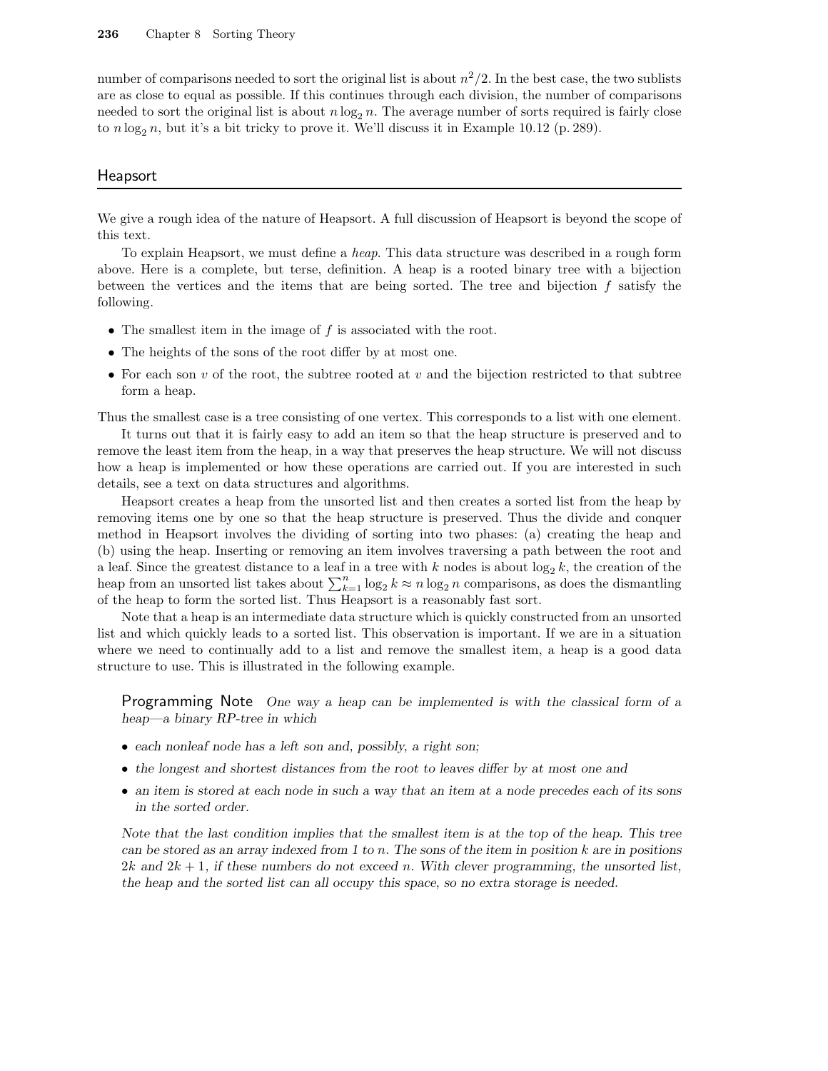number of comparisons needed to sort the original list is about $n^2/2$. In the best case, the two sublists are as close to equal as possible. If this continues through each division, the number of comparisons needed to sort the original list is about $n \log_2 n$. The average number of sorts required is fairly close to $n \log_2 n$, but it's a bit tricky to prove it. We'll discuss it in Example 10.12 (p. 289).

## Heapsort

We give a rough idea of the nature of Heapsort. A full discussion of Heapsort is beyond the scope of this text.

To explain Heapsort, we must define a *heap*. This data structure was described in a rough form above. Here is a complete, but terse, definition. A heap is a rooted binary tree with a bijection between the vertices and the items that are being sorted. The tree and bijection $f$ satisfy the following.

- The smallest item in the image of $f$ is associated with the root.
- The heights of the sons of the root differ by at most one.
- For each son $v$ of the root, the subtree rooted at $v$ and the bijection restricted to that subtree form a heap.

Thus the smallest case is a tree consisting of one vertex. This corresponds to a list with one element.

It turns out that it is fairly easy to add an item so that the heap structure is preserved and to remove the least item from the heap, in a way that preserves the heap structure. We will not discuss how a heap is implemented or how these operations are carried out. If you are interested in such details, see a text on data structures and algorithms.

Heapsort creates a heap from the unsorted list and then creates a sorted list from the heap by removing items one by one so that the heap structure is preserved. Thus the divide and conquer method in Heapsort involves the dividing of sorting into two phases: (a) creating the heap and (b) using the heap. Inserting or removing an item involves traversing a path between the root and a leaf. Since the greatest distance to a leaf in a tree with $k$ nodes is about $\log_2 k$, the creation of the heap from an unsorted list takes about $\sum_{k=1}^{n} \log_2 k \approx n \log_2 n$ comparisons, as does the dismantling of the heap to form the sorted list. Thus Heapsort is a reasonably fast sort.

Note that a heap is an intermediate data structure which is quickly constructed from an unsorted list and which quickly leads to a sorted list. This observation is important. If we are in a situation where we need to continually add to a list and remove the smallest item, a heap is a good data structure to use. This is illustrated in the following example.

**Programming Note** *One way a heap can be implemented is with the classical form of a heap—a binary RP-tree in which*

- *each nonleaf node has a left son and, possibly, a right son;*
- *the longest and shortest distances from the root to leaves differ by at most one and*
- *an item is stored at each node in such a way that an item at a node precedes each of its sons in the sorted order.*

*Note that the last condition implies that the smallest item is at the top of the heap. This tree can be stored as an array indexed from 1 to $n$. The sons of the item in position $k$ are in positions $2k$ and $2k + 1$, if these numbers do not exceed $n$. With clever programming, the unsorted list, the heap and the sorted list can all occupy this space, so no extra storage is needed.*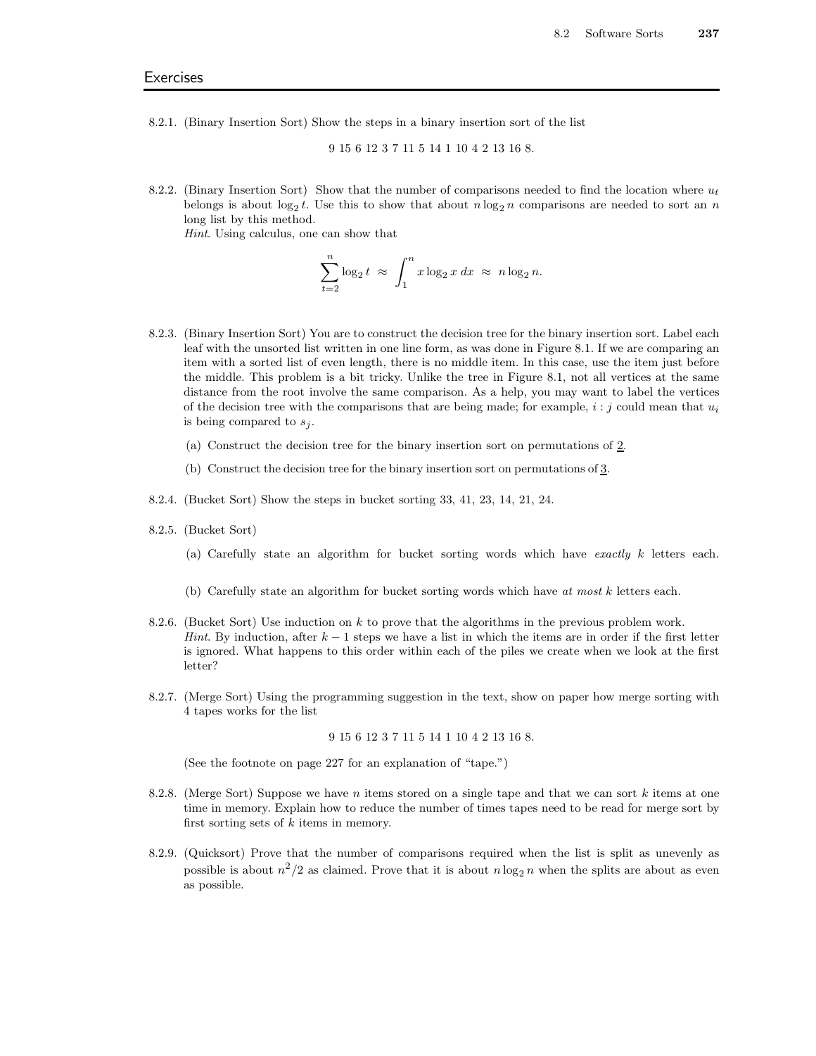## Exercises

8.2.1. (Binary Insertion Sort) Show the steps in a binary insertion sort of the list

9 15 6 12 3 7 11 5 14 1 10 4 2 13 16 8.

8.2.2. (Binary Insertion Sort) Show that the number of comparisons needed to find the location where $u_t$ belongs is about $\log_2 t$. Use this to show that about $n \log_2 n$ comparisons are needed to sort an $n$ long list by this method.
*Hint*. Using calculus, one can show that

$$\sum_{t=2}^{n} \log_2 t \;\approx\; \int_1^n x \log_2 x \; dx \;\approx\; n \log_2 n.$$

8.2.3. (Binary Insertion Sort) You are to construct the decision tree for the binary insertion sort. Label each leaf with the unsorted list written in one line form, as was done in Figure 8.1. If we are comparing an item with a sorted list of even length, there is no middle item. In this case, use the item just before the middle. This problem is a bit tricky. Unlike the tree in Figure 8.1, not all vertices at the same distance from the root involve the same comparison. As a help, you may want to label the vertices of the decision tree with the comparisons that are being made; for example, $i : j$ could mean that $u_i$ is being compared to $s_j$.

(a) Construct the decision tree for the binary insertion sort on permutations of $\underline{2}$.

(b) Construct the decision tree for the binary insertion sort on permutations of $\underline{3}$.

8.2.4. (Bucket Sort) Show the steps in bucket sorting 33, 41, 23, 14, 21, 24.

8.2.5. (Bucket Sort)

(a) Carefully state an algorithm for bucket sorting words which have *exactly* $k$ letters each.

(b) Carefully state an algorithm for bucket sorting words which have *at most* $k$ letters each.

8.2.6. (Bucket Sort) Use induction on $k$ to prove that the algorithms in the previous problem work.
*Hint*. By induction, after $k - 1$ steps we have a list in which the items are in order if the first letter is ignored. What happens to this order within each of the piles we create when we look at the first letter?

8.2.7. (Merge Sort) Using the programming suggestion in the text, show on paper how merge sorting with 4 tapes works for the list

9 15 6 12 3 7 11 5 14 1 10 4 2 13 16 8.

(See the footnote on page 227 for an explanation of "tape.")

8.2.8. (Merge Sort) Suppose we have $n$ items stored on a single tape and that we can sort $k$ items at one time in memory. Explain how to reduce the number of times tapes need to be read for merge sort by first sorting sets of $k$ items in memory.

8.2.9. (Quicksort) Prove that the number of comparisons required when the list is split as unevenly as possible is about $n^2/2$ as claimed. Prove that it is about $n \log_2 n$ when the splits are about as even as possible.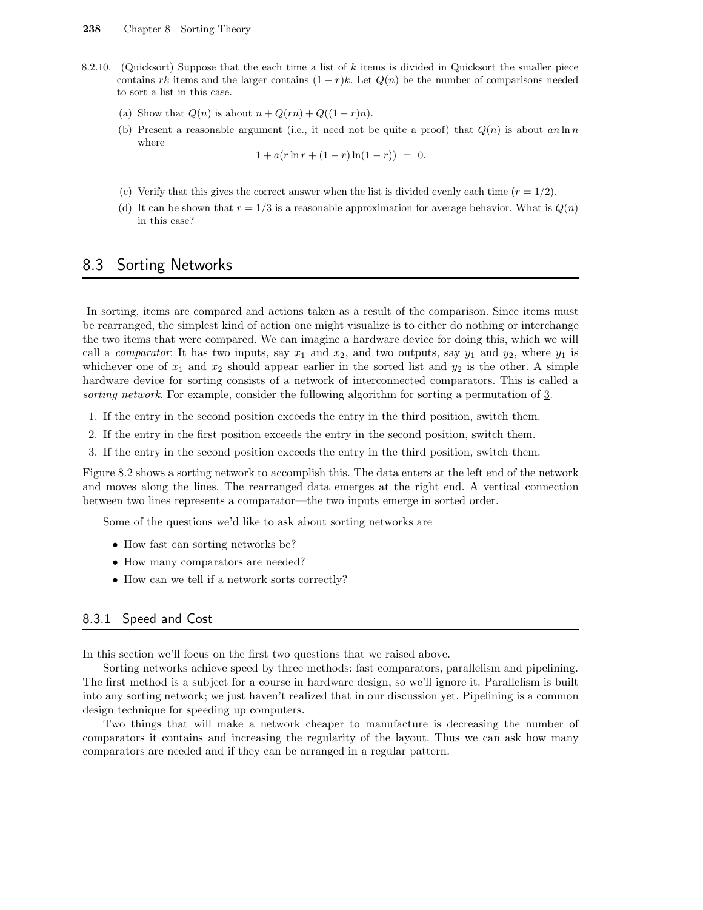8.2.10. (Quicksort) Suppose that the each time a list of $k$ items is divided in Quicksort the smaller piece contains $rk$ items and the larger contains $(1-r)k$. Let $Q(n)$ be the number of comparisons needed to sort a list in this case.

(a) Show that $Q(n)$ is about $n + Q(rn) + Q((1-r)n)$.

(b) Present a reasonable argument (i.e., it need not be quite a proof) that $Q(n)$ is about $an \ln n$ where

$$1 + a(r \ln r + (1-r)\ln(1-r)) = 0.$$

(c) Verify that this gives the correct answer when the list is divided evenly each time ($r = 1/2$).

(d) It can be shown that $r = 1/3$ is a reasonable approximation for average behavior. What is $Q(n)$ in this case?

## 8.3 Sorting Networks

In sorting, items are compared and actions taken as a result of the comparison. Since items must be rearranged, the simplest kind of action one might visualize is to either do nothing or interchange the two items that were compared. We can imagine a hardware device for doing this, which we will call a *comparator*: It has two inputs, say $x_1$ and $x_2$, and two outputs, say $y_1$ and $y_2$, where $y_1$ is whichever one of $x_1$ and $x_2$ should appear earlier in the sorted list and $y_2$ is the other. A simple hardware device for sorting consists of a network of interconnected comparators. This is called a *sorting network*. For example, consider the following algorithm for sorting a permutation of $\underline{3}$.

1. If the entry in the second position exceeds the entry in the third position, switch them.
2. If the entry in the first position exceeds the entry in the second position, switch them.
3. If the entry in the second position exceeds the entry in the third position, switch them.

Figure 8.2 shows a sorting network to accomplish this. The data enters at the left end of the network and moves along the lines. The rearranged data emerges at the right end. A vertical connection between two lines represents a comparator—the two inputs emerge in sorted order.

Some of the questions we'd like to ask about sorting networks are

- How fast can sorting networks be?
- How many comparators are needed?
- How can we tell if a network sorts correctly?

### 8.3.1 Speed and Cost

In this section we'll focus on the first two questions that we raised above.

Sorting networks achieve speed by three methods: fast comparators, parallelism and pipelining. The first method is a subject for a course in hardware design, so we'll ignore it. Parallelism is built into any sorting network; we just haven't realized that in our discussion yet. Pipelining is a common design technique for speeding up computers.

Two things that will make a network cheaper to manufacture is decreasing the number of comparators it contains and increasing the regularity of the layout. Thus we can ask how many comparators are needed and if they can be arranged in a regular pattern.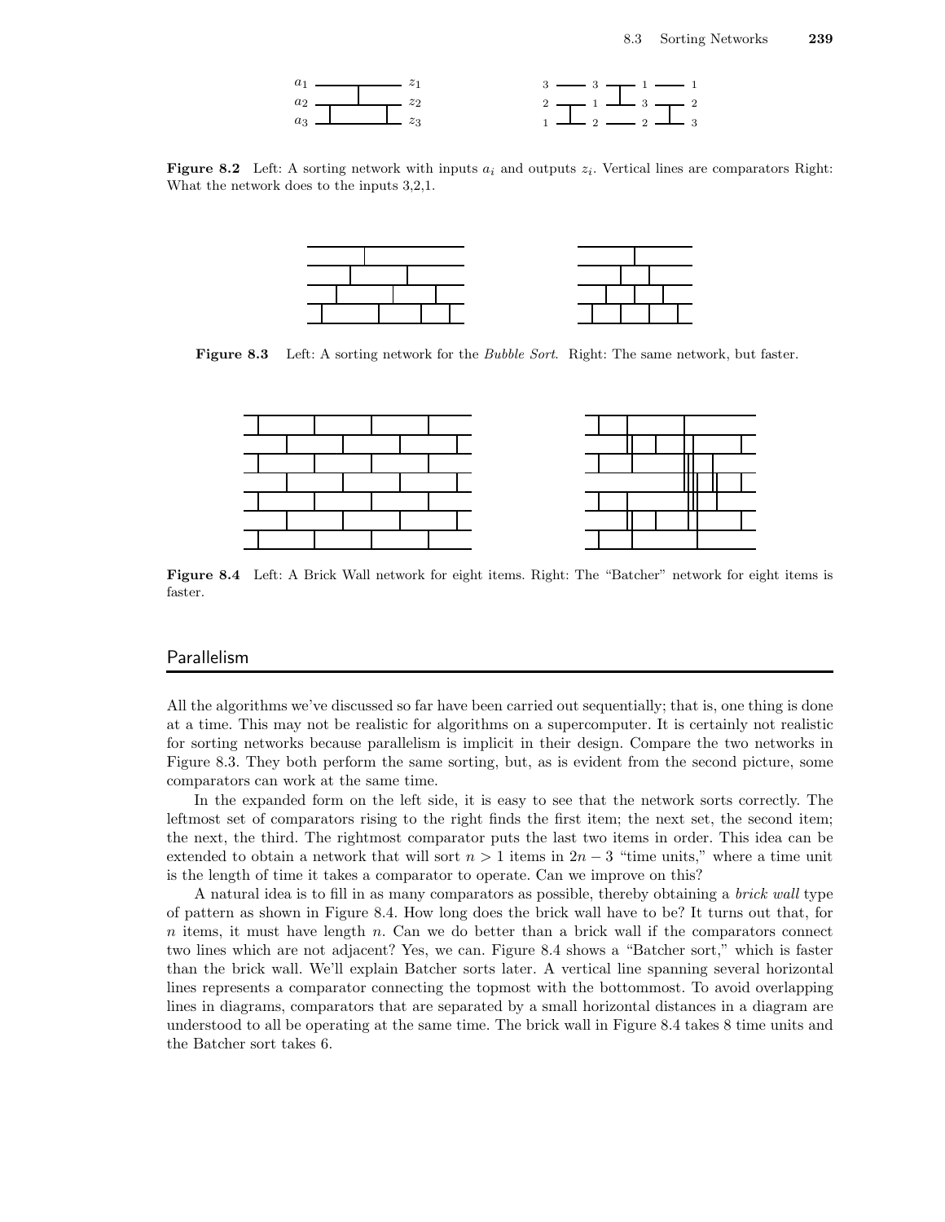$a_1$ $z_1$
$a_2$ $z_2$
$a_3$ $z_3$

3 3 1 1
2 1 3 2
1 2 2 3

**Figure 8.2** Left: A sorting network with inputs $a_i$ and outputs $z_i$. Vertical lines are comparators Right: What the network does to the inputs 3,2,1.

**Figure 8.3** Left: A sorting network for the *Bubble Sort*. Right: The same network, but faster.

**Figure 8.4** Left: A Brick Wall network for eight items. Right: The "Batcher" network for eight items is faster.

## Parallelism

All the algorithms we've discussed so far have been carried out sequentially; that is, one thing is done at a time. This may not be realistic for algorithms on a supercomputer. It is certainly not realistic for sorting networks because parallelism is implicit in their design. Compare the two networks in Figure 8.3. They both perform the same sorting, but, as is evident from the second picture, some comparators can work at the same time.

In the expanded form on the left side, it is easy to see that the network sorts correctly. The leftmost set of comparators rising to the right finds the first item; the next set, the second item; the next, the third. The rightmost comparator puts the last two items in order. This idea can be extended to obtain a network that will sort $n > 1$ items in $2n - 3$ "time units," where a time unit is the length of time it takes a comparator to operate. Can we improve on this?

A natural idea is to fill in as many comparators as possible, thereby obtaining a *brick wall* type of pattern as shown in Figure 8.4. How long does the brick wall have to be? It turns out that, for $n$ items, it must have length $n$. Can we do better than a brick wall if the comparators connect two lines which are not adjacent? Yes, we can. Figure 8.4 shows a "Batcher sort," which is faster than the brick wall. We'll explain Batcher sorts later. A vertical line spanning several horizontal lines represents a comparator connecting the topmost with the bottommost. To avoid overlapping lines in diagrams, comparators that are separated by a small horizontal distances in a diagram are understood to all be operating at the same time. The brick wall in Figure 8.4 takes 8 time units and the Batcher sort takes 6.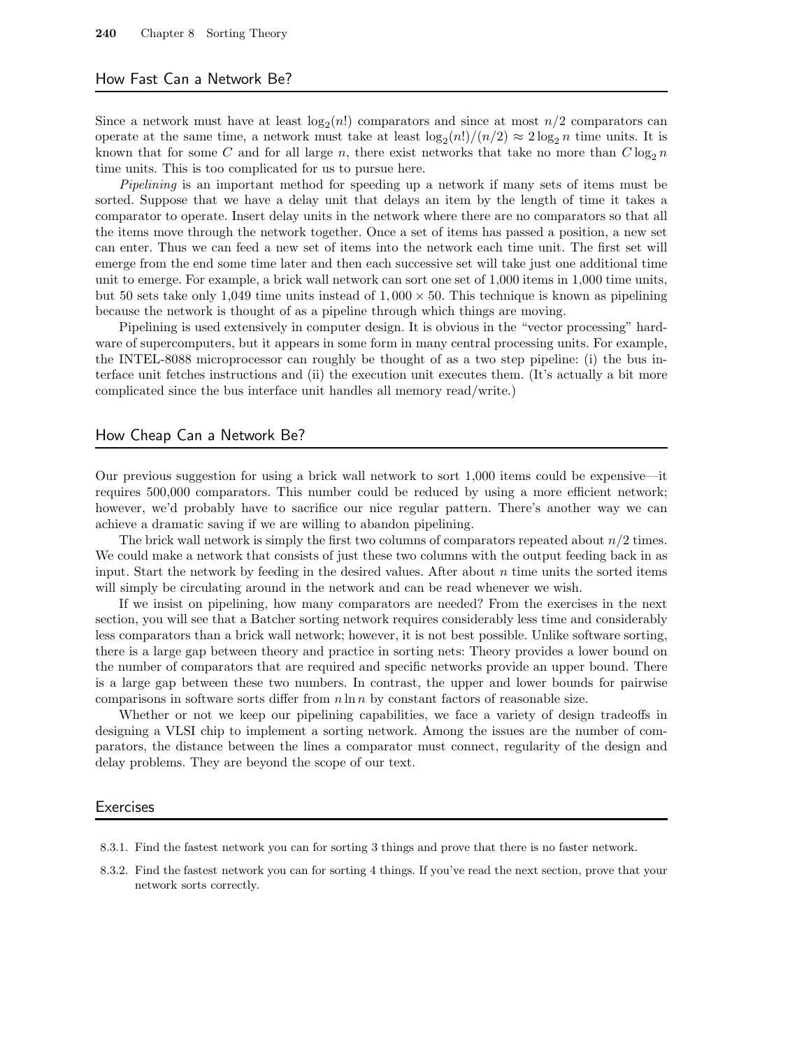## How Fast Can a Network Be?

Since a network must have at least $\log_2(n!)$ comparators and since at most $n/2$ comparators can operate at the same time, a network must take at least $\log_2(n!)/(n/2) \approx 2\log_2 n$ time units. It is known that for some $C$ and for all large $n$, there exist networks that take no more than $C \log_2 n$ time units. This is too complicated for us to pursue here.

*Pipelining* is an important method for speeding up a network if many sets of items must be sorted. Suppose that we have a delay unit that delays an item by the length of time it takes a comparator to operate. Insert delay units in the network where there are no comparators so that all the items move through the network together. Once a set of items has passed a position, a new set can enter. Thus we can feed a new set of items into the network each time unit. The first set will emerge from the end some time later and then each successive set will take just one additional time unit to emerge. For example, a brick wall network can sort one set of 1,000 items in 1,000 time units, but 50 sets take only 1,049 time units instead of $1,000 \times 50$. This technique is known as pipelining because the network is thought of as a pipeline through which things are moving.

Pipelining is used extensively in computer design. It is obvious in the "vector processing" hardware of supercomputers, but it appears in some form in many central processing units. For example, the INTEL-8088 microprocessor can roughly be thought of as a two step pipeline: (i) the bus interface unit fetches instructions and (ii) the execution unit executes them. (It's actually a bit more complicated since the bus interface unit handles all memory read/write.)

## How Cheap Can a Network Be?

Our previous suggestion for using a brick wall network to sort 1,000 items could be expensive—it requires 500,000 comparators. This number could be reduced by using a more efficient network; however, we'd probably have to sacrifice our nice regular pattern. There's another way we can achieve a dramatic saving if we are willing to abandon pipelining.

The brick wall network is simply the first two columns of comparators repeated about $n/2$ times. We could make a network that consists of just these two columns with the output feeding back in as input. Start the network by feeding in the desired values. After about $n$ time units the sorted items will simply be circulating around in the network and can be read whenever we wish.

If we insist on pipelining, how many comparators are needed? From the exercises in the next section, you will see that a Batcher sorting network requires considerably less time and considerably less comparators than a brick wall network; however, it is not best possible. Unlike software sorting, there is a large gap between theory and practice in sorting nets: Theory provides a lower bound on the number of comparators that are required and specific networks provide an upper bound. There is a large gap between these two numbers. In contrast, the upper and lower bounds for pairwise comparisons in software sorts differ from $n \ln n$ by constant factors of reasonable size.

Whether or not we keep our pipelining capabilities, we face a variety of design tradeoffs in designing a VLSI chip to implement a sorting network. Among the issues are the number of comparators, the distance between the lines a comparator must connect, regularity of the design and delay problems. They are beyond the scope of our text.

## Exercises

8.3.1. Find the fastest network you can for sorting 3 things and prove that there is no faster network.

8.3.2. Find the fastest network you can for sorting 4 things. If you've read the next section, prove that your network sorts correctly.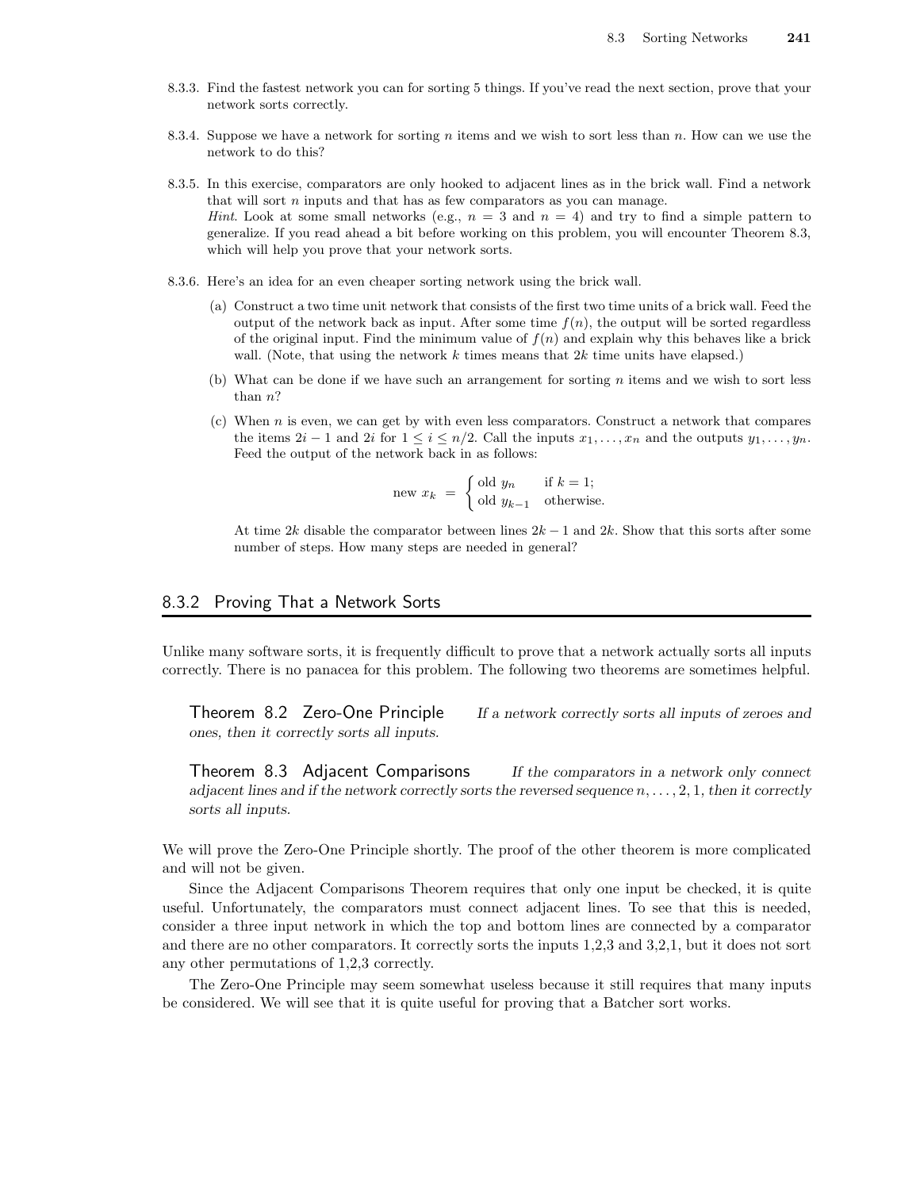8.3.3. Find the fastest network you can for sorting 5 things. If you've read the next section, prove that your network sorts correctly.

8.3.4. Suppose we have a network for sorting $n$ items and we wish to sort less than $n$. How can we use the network to do this?

8.3.5. In this exercise, comparators are only hooked to adjacent lines as in the brick wall. Find a network that will sort $n$ inputs and that has as few comparators as you can manage.
*Hint*. Look at some small networks (e.g., $n = 3$ and $n = 4$) and try to find a simple pattern to generalize. If you read ahead a bit before working on this problem, you will encounter Theorem 8.3, which will help you prove that your network sorts.

8.3.6. Here's an idea for an even cheaper sorting network using the brick wall.

(a) Construct a two time unit network that consists of the first two time units of a brick wall. Feed the output of the network back as input. After some time $f(n)$, the output will be sorted regardless of the original input. Find the minimum value of $f(n)$ and explain why this behaves like a brick wall. (Note, that using the network $k$ times means that $2k$ time units have elapsed.)

(b) What can be done if we have such an arrangement for sorting $n$ items and we wish to sort less than $n$?

(c) When $n$ is even, we can get by with even less comparators. Construct a network that compares the items $2i - 1$ and $2i$ for $1 \le i \le n/2$. Call the inputs $x_1, \ldots, x_n$ and the outputs $y_1, \ldots, y_n$. Feed the output of the network back in as follows:

$$\text{new } x_k \;=\; \begin{cases} \text{old } y_n & \text{if } k = 1; \\ \text{old } y_{k-1} & \text{otherwise.} \end{cases}$$

At time $2k$ disable the comparator between lines $2k - 1$ and $2k$. Show that this sorts after some number of steps. How many steps are needed in general?

## 8.3.2 Proving That a Network Sorts

Unlike many software sorts, it is frequently difficult to prove that a network actually sorts all inputs correctly. There is no panacea for this problem. The following two theorems are sometimes helpful.

**Theorem 8.2 Zero-One Principle** *If a network correctly sorts all inputs of zeroes and ones, then it correctly sorts all inputs.*

**Theorem 8.3 Adjacent Comparisons** *If the comparators in a network only connect adjacent lines and if the network correctly sorts the reversed sequence $n, \ldots, 2, 1$, then it correctly sorts all inputs.*

We will prove the Zero-One Principle shortly. The proof of the other theorem is more complicated and will not be given.

Since the Adjacent Comparisons Theorem requires that only one input be checked, it is quite useful. Unfortunately, the comparators must connect adjacent lines. To see that this is needed, consider a three input network in which the top and bottom lines are connected by a comparator and there are no other comparators. It correctly sorts the inputs 1,2,3 and 3,2,1, but it does not sort any other permutations of 1,2,3 correctly.

The Zero-One Principle may seem somewhat useless because it still requires that many inputs be considered. We will see that it is quite useful for proving that a Batcher sort works.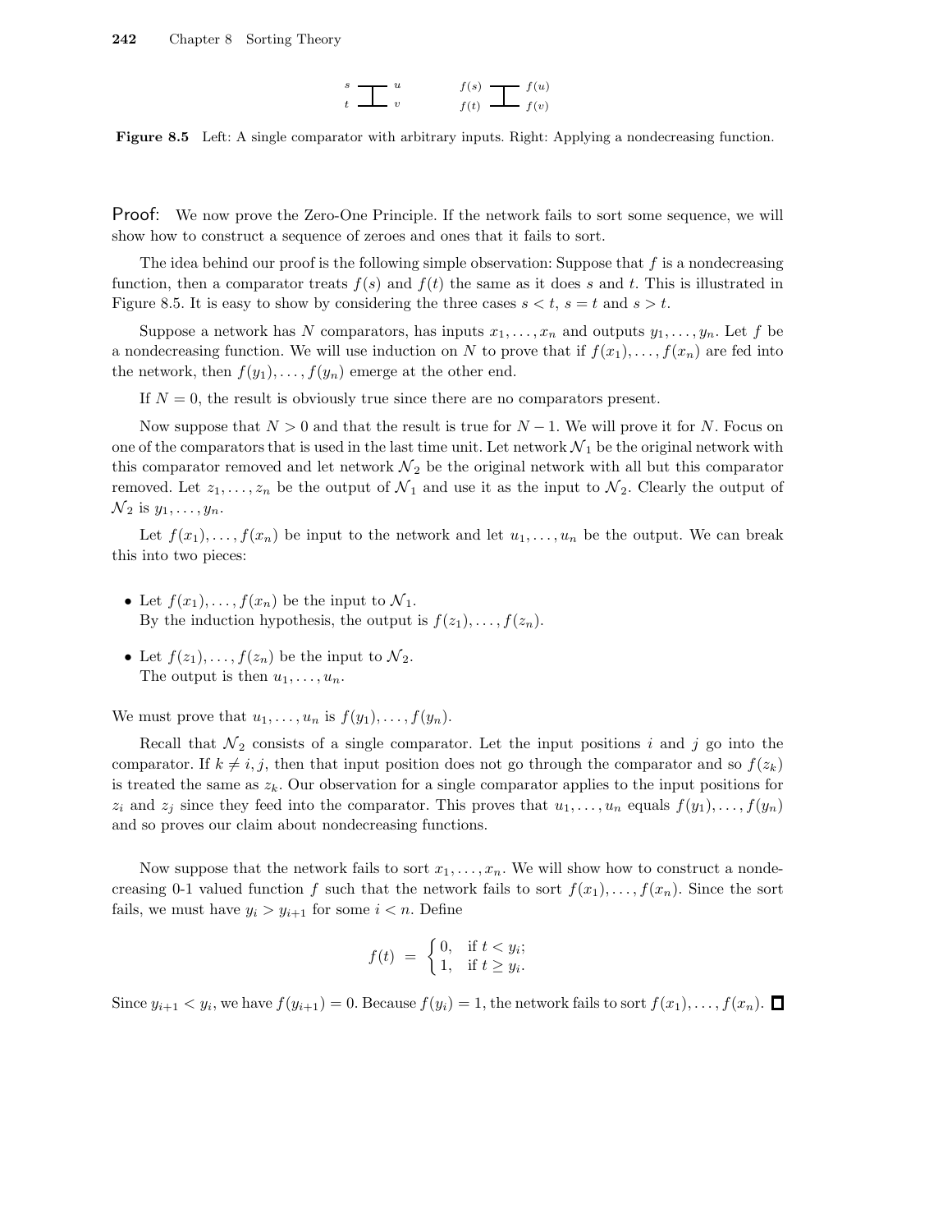s u
t v

f(s) f(u)
f(t) f(v)

**Figure 8.5** Left: A single comparator with arbitrary inputs. Right: Applying a nondecreasing function.

Proof: We now prove the Zero-One Principle. If the network fails to sort some sequence, we will show how to construct a sequence of zeroes and ones that it fails to sort.

The idea behind our proof is the following simple observation: Suppose that $f$ is a nondecreasing function, then a comparator treats $f(s)$ and $f(t)$ the same as it does $s$ and $t$. This is illustrated in Figure 8.5. It is easy to show by considering the three cases $s < t$, $s = t$ and $s > t$.

Suppose a network has $N$ comparators, has inputs $x_1, \ldots, x_n$ and outputs $y_1, \ldots, y_n$. Let $f$ be a nondecreasing function. We will use induction on $N$ to prove that if $f(x_1), \ldots, f(x_n)$ are fed into the network, then $f(y_1), \ldots, f(y_n)$ emerge at the other end.

If $N = 0$, the result is obviously true since there are no comparators present.

Now suppose that $N > 0$ and that the result is true for $N - 1$. We will prove it for $N$. Focus on one of the comparators that is used in the last time unit. Let network $\mathcal{N}_1$ be the original network with this comparator removed and let network $\mathcal{N}_2$ be the original network with all but this comparator removed. Let $z_1, \ldots, z_n$ be the output of $\mathcal{N}_1$ and use it as the input to $\mathcal{N}_2$. Clearly the output of $\mathcal{N}_2$ is $y_1, \ldots, y_n$.

Let $f(x_1), \ldots, f(x_n)$ be input to the network and let $u_1, \ldots, u_n$ be the output. We can break this into two pieces:

- Let $f(x_1), \ldots, f(x_n)$ be the input to $\mathcal{N}_1$.
  By the induction hypothesis, the output is $f(z_1), \ldots, f(z_n)$.
- Let $f(z_1), \ldots, f(z_n)$ be the input to $\mathcal{N}_2$.
  The output is then $u_1, \ldots, u_n$.

We must prove that $u_1, \ldots, u_n$ is $f(y_1), \ldots, f(y_n)$.

Recall that $\mathcal{N}_2$ consists of a single comparator. Let the input positions $i$ and $j$ go into the comparator. If $k \neq i, j$, then that input position does not go through the comparator and so $f(z_k)$ is treated the same as $z_k$. Our observation for a single comparator applies to the input positions for $z_i$ and $z_j$ since they feed into the comparator. This proves that $u_1, \ldots, u_n$ equals $f(y_1), \ldots, f(y_n)$ and so proves our claim about nondecreasing functions.

Now suppose that the network fails to sort $x_1, \ldots, x_n$. We will show how to construct a nondecreasing 0-1 valued function $f$ such that the network fails to sort $f(x_1), \ldots, f(x_n)$. Since the sort fails, we must have $y_i > y_{i+1}$ for some $i < n$. Define

$$f(t) = \begin{cases} 0, & \text{if } t < y_i; \\ 1, & \text{if } t \geq y_i. \end{cases}$$

Since $y_{i+1} < y_i$, we have $f(y_{i+1}) = 0$. Because $f(y_i) = 1$, the network fails to sort $f(x_1), \ldots, f(x_n)$. ☐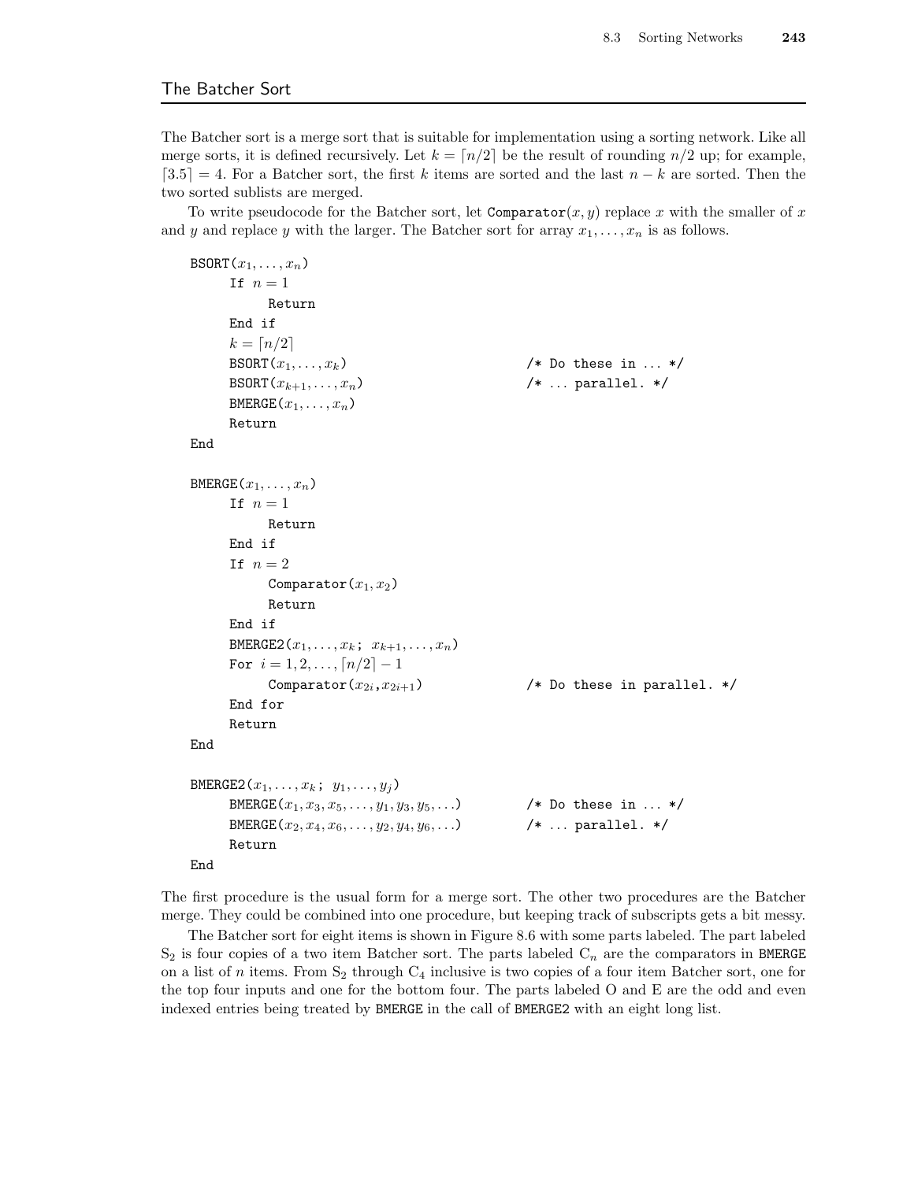## The Batcher Sort

The Batcher sort is a merge sort that is suitable for implementation using a sorting network. Like all merge sorts, it is defined recursively. Let $k = \lceil n/2 \rceil$ be the result of rounding $n/2$ up; for example, $\lceil 3.5 \rceil = 4$. For a Batcher sort, the first $k$ items are sorted and the last $n - k$ are sorted. Then the two sorted sublists are merged.

To write pseudocode for the Batcher sort, let Comparator$(x, y)$ replace $x$ with the smaller of $x$ and $y$ and replace $y$ with the larger. The Batcher sort for array $x_1, \ldots, x_n$ is as follows.

```
BSORT(x_1,...,x_n)
     If n = 1
          Return
     End if
     k = ⌈n/2⌉
     BSORT(x_1,...,x_k)                          /* Do these in ... */
     BSORT(x_{k+1},...,x_n)                      /* ... parallel. */
     BMERGE(x_1,...,x_n)
     Return
End

BMERGE(x_1,...,x_n)
     If n = 1
          Return
     End if
     If n = 2
          Comparator(x_1,x_2)
          Return
     End if
     BMERGE2(x_1,...,x_k; x_{k+1},...,x_n)
     For i = 1,2,...,⌈n/2⌉ - 1
          Comparator(x_{2i},x_{2i+1})            /* Do these in parallel. */
     End for
     Return
End

BMERGE2(x_1,...,x_k; y_1,...,y_j)
     BMERGE(x_1,x_3,x_5,...,y_1,y_3,y_5,...)    /* Do these in ... */
     BMERGE(x_2,x_4,x_6,...,y_2,y_4,y_6,...)    /* ... parallel. */
     Return
End
```

The first procedure is the usual form for a merge sort. The other two procedures are the Batcher merge. They could be combined into one procedure, but keeping track of subscripts gets a bit messy.

The Batcher sort for eight items is shown in Figure 8.6 with some parts labeled. The part labeled $S_2$ is four copies of a two item Batcher sort. The parts labeled $C_n$ are the comparators in BMERGE on a list of $n$ items. From $S_2$ through $C_4$ inclusive is two copies of a four item Batcher sort, one for the top four inputs and one for the bottom four. The parts labeled O and E are the odd and even indexed entries being treated by BMERGE in the call of BMERGE2 with an eight long list.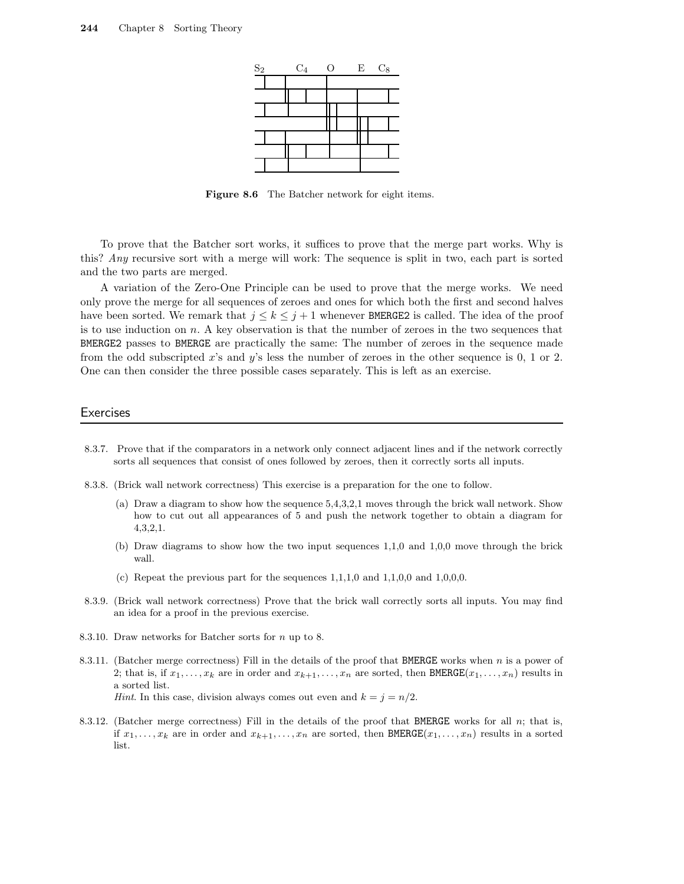S2 C4 O E C8

**Figure 8.6** The Batcher network for eight items.

To prove that the Batcher sort works, it suffices to prove that the merge part works. Why is this? *Any* recursive sort with a merge will work: The sequence is split in two, each part is sorted and the two parts are merged.

A variation of the Zero-One Principle can be used to prove that the merge works. We need only prove the merge for all sequences of zeroes and ones for which both the first and second halves have been sorted. We remark that $j \le k \le j+1$ whenever `BMERGE2` is called. The idea of the proof is to use induction on $n$. A key observation is that the number of zeroes in the two sequences that `BMERGE2` passes to `BMERGE` are practically the same: The number of zeroes in the sequence made from the odd subscripted $x$'s and $y$'s less the number of zeroes in the other sequence is 0, 1 or 2. One can then consider the three possible cases separately. This is left as an exercise.

## Exercises

8.3.7. Prove that if the comparators in a network only connect adjacent lines and if the network correctly sorts all sequences that consist of ones followed by zeroes, then it correctly sorts all inputs.

8.3.8. (Brick wall network correctness) This exercise is a preparation for the one to follow.

(a) Draw a diagram to show how the sequence 5,4,3,2,1 moves through the brick wall network. Show how to cut out all appearances of 5 and push the network together to obtain a diagram for 4,3,2,1.

(b) Draw diagrams to show how the two input sequences 1,1,0 and 1,0,0 move through the brick wall.

(c) Repeat the previous part for the sequences 1,1,1,0 and 1,1,0,0 and 1,0,0,0.

8.3.9. (Brick wall network correctness) Prove that the brick wall correctly sorts all inputs. You may find an idea for a proof in the previous exercise.

8.3.10. Draw networks for Batcher sorts for $n$ up to 8.

8.3.11. (Batcher merge correctness) Fill in the details of the proof that `BMERGE` works when $n$ is a power of 2; that is, if $x_1, \ldots, x_k$ are in order and $x_{k+1}, \ldots, x_n$ are sorted, then $\text{BMERGE}(x_1, \ldots, x_n)$ results in a sorted list.
*Hint.* In this case, division always comes out even and $k = j = n/2$.

8.3.12. (Batcher merge correctness) Fill in the details of the proof that `BMERGE` works for all $n$; that is, if $x_1, \ldots, x_k$ are in order and $x_{k+1}, \ldots, x_n$ are sorted, then $\text{BMERGE}(x_1, \ldots, x_n)$ results in a sorted list.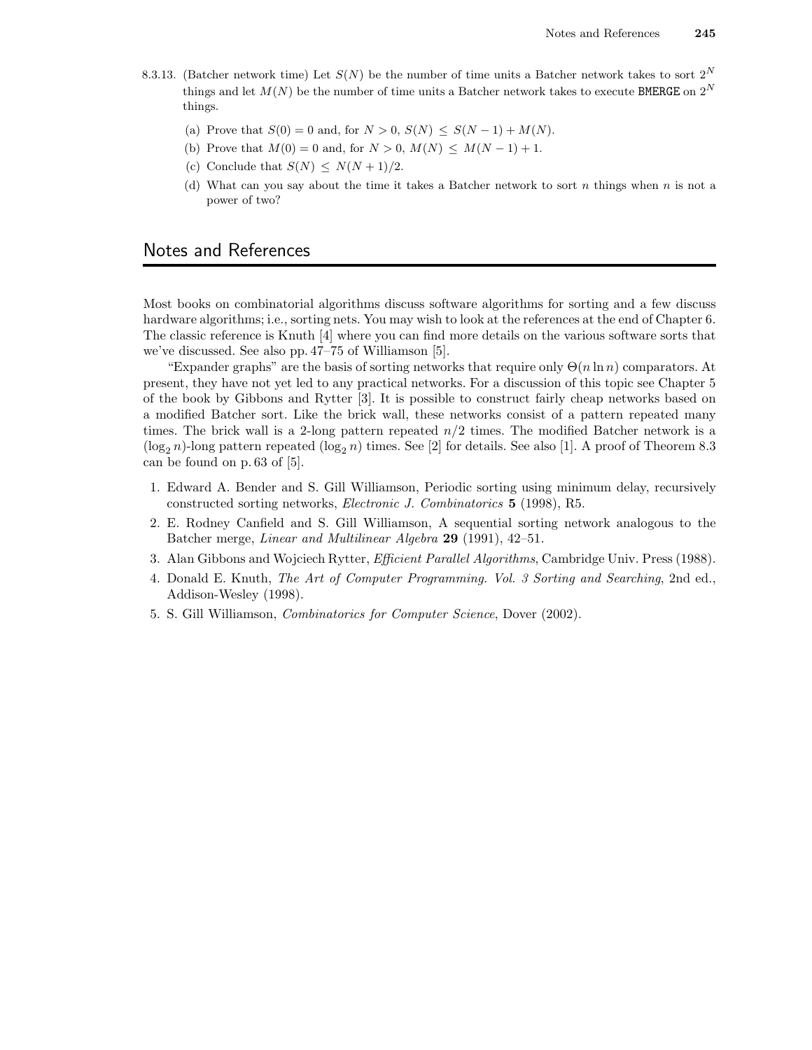8.3.13. (Batcher network time) Let $S(N)$ be the number of time units a Batcher network takes to sort $2^N$ things and let $M(N)$ be the number of time units a Batcher network takes to execute `BMERGE` on $2^N$ things.

(a) Prove that $S(0) = 0$ and, for $N > 0$, $S(N) \leq S(N-1) + M(N)$.

(b) Prove that $M(0) = 0$ and, for $N > 0$, $M(N) \leq M(N-1) + 1$.

(c) Conclude that $S(N) \leq N(N+1)/2$.

(d) What can you say about the time it takes a Batcher network to sort $n$ things when $n$ is not a power of two?

## Notes and References

Most books on combinatorial algorithms discuss software algorithms for sorting and a few discuss hardware algorithms; i.e., sorting nets. You may wish to look at the references at the end of Chapter 6. The classic reference is Knuth [4] where you can find more details on the various software sorts that we've discussed. See also pp. 47–75 of Williamson [5].

"Expander graphs" are the basis of sorting networks that require only $\Theta(n \ln n)$ comparators. At present, they have not yet led to any practical networks. For a discussion of this topic see Chapter 5 of the book by Gibbons and Rytter [3]. It is possible to construct fairly cheap networks based on a modified Batcher sort. Like the brick wall, these networks consist of a pattern repeated many times. The brick wall is a 2-long pattern repeated $n/2$ times. The modified Batcher network is a $(\log_2 n)$-long pattern repeated $(\log_2 n)$ times. See [2] for details. See also [1]. A proof of Theorem 8.3 can be found on p. 63 of [5].

1. Edward A. Bender and S. Gill Williamson, Periodic sorting using minimum delay, recursively constructed sorting networks, *Electronic J. Combinatorics* **5** (1998), R5.
2. E. Rodney Canfield and S. Gill Williamson, A sequential sorting network analogous to the Batcher merge, *Linear and Multilinear Algebra* **29** (1991), 42–51.
3. Alan Gibbons and Wojciech Rytter, *Efficient Parallel Algorithms*, Cambridge Univ. Press (1988).
4. Donald E. Knuth, *The Art of Computer Programming. Vol. 3 Sorting and Searching*, 2nd ed., Addison-Wesley (1998).
5. S. Gill Williamson, *Combinatorics for Computer Science*, Dover (2002).